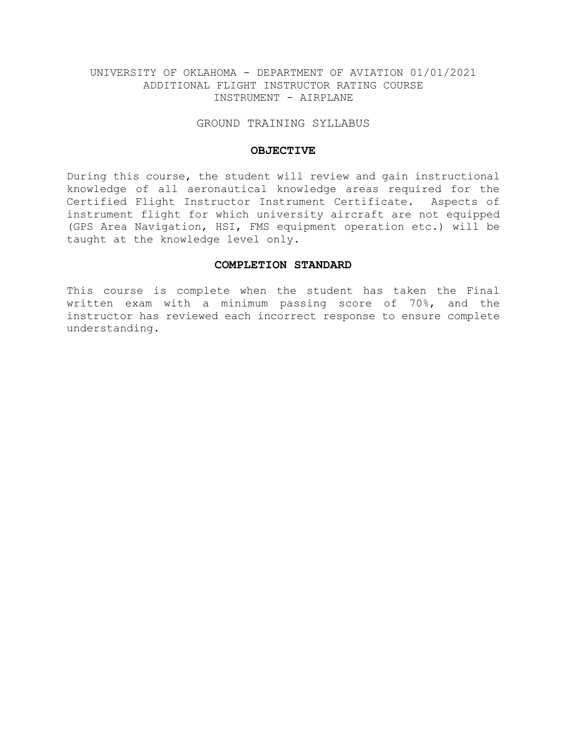# UNIVERSITY OF OKLAHOMA - DEPARTMENT OF AVIATION 01/01/2021
## ADDITIONAL FLIGHT INSTRUCTOR RATING COURSE
## INSTRUMENT - AIRPLANE

## GROUND TRAINING SYLLABUS

### OBJECTIVE

During this course, the student will review and gain instructional knowledge of all aeronautical knowledge areas required for the Certified Flight Instructor Instrument Certificate. Aspects of instrument flight for which university aircraft are not equipped (GPS Area Navigation, HSI, FMS equipment operation etc.) will be taught at the knowledge level only.

### COMPLETION STANDARD

This course is complete when the student has taken the Final written exam with a minimum passing score of 70%, and the instructor has reviewed each incorrect response to ensure complete understanding.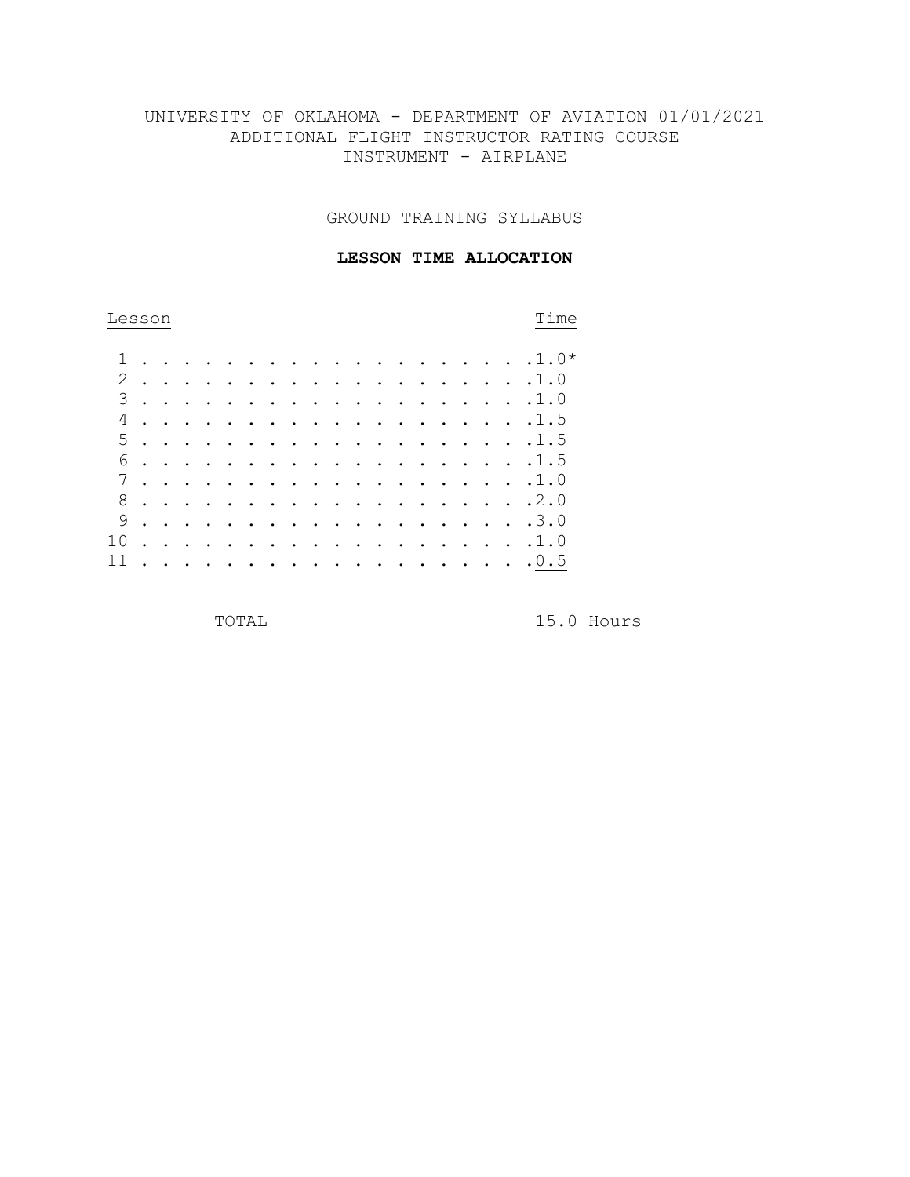UNIVERSITY OF OKLAHOMA - DEPARTMENT OF AVIATION 01/01/2021
ADDITIONAL FLIGHT INSTRUCTOR RATING COURSE
INSTRUMENT - AIRPLANE

GROUND TRAINING SYLLABUS

**LESSON TIME ALLOCATION**

| Lesson | Time |
|---|---|
| 1 | 1.0* |
| 2 | 1.0 |
| 3 | 1.0 |
| 4 | 1.5 |
| 5 | 1.5 |
| 6 | 1.5 |
| 7 | 1.0 |
| 8 | 2.0 |
| 9 | 3.0 |
| 10 | 1.0 |
| 11 | 0.5 |
| TOTAL | 15.0 Hours |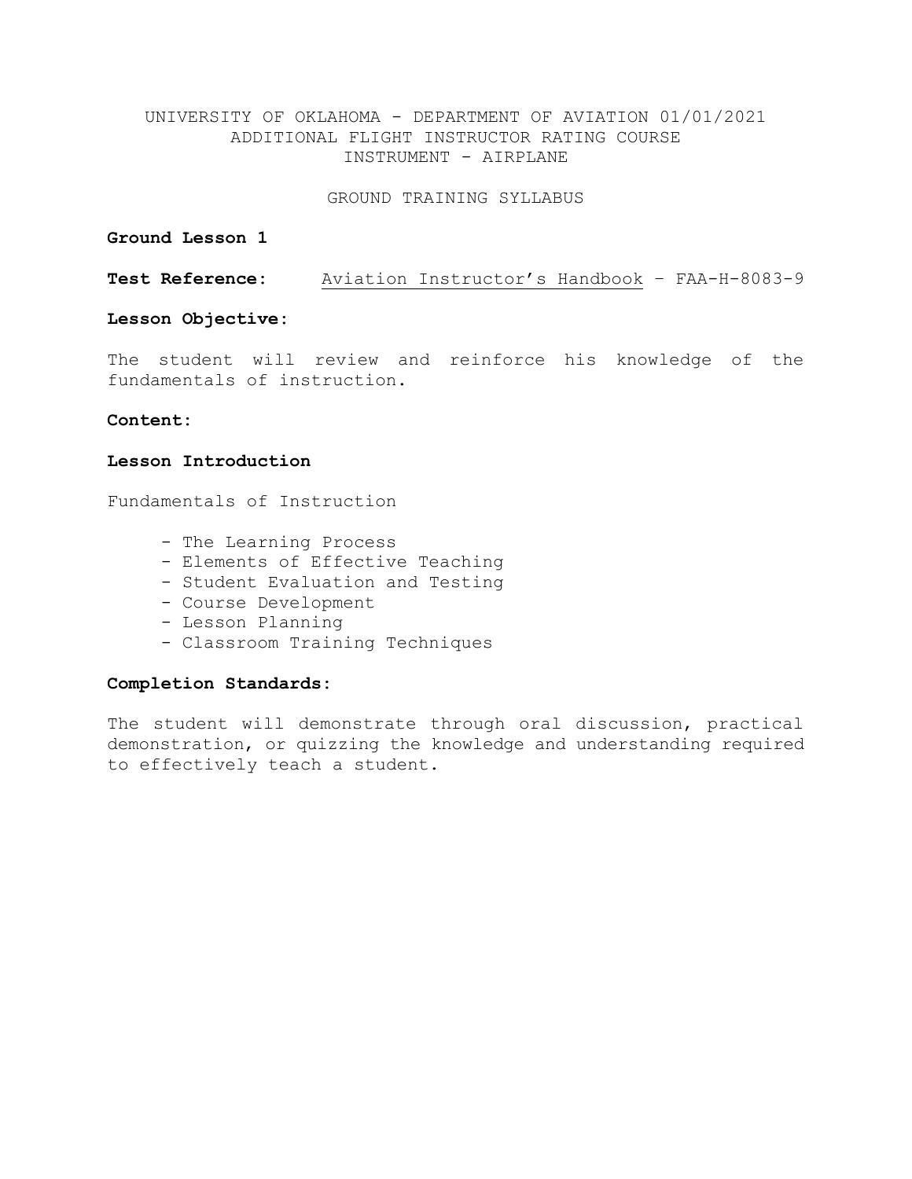UNIVERSITY OF OKLAHOMA - DEPARTMENT OF AVIATION 01/01/2021
ADDITIONAL FLIGHT INSTRUCTOR RATING COURSE
INSTRUMENT - AIRPLANE

GROUND TRAINING SYLLABUS

**Ground Lesson 1**

**Test Reference:** Aviation Instructor's Handbook – FAA-H-8083-9

**Lesson Objective:**

The student will review and reinforce his knowledge of the fundamentals of instruction.

**Content:**

**Lesson Introduction**

Fundamentals of Instruction

- The Learning Process
- Elements of Effective Teaching
- Student Evaluation and Testing
- Course Development
- Lesson Planning
- Classroom Training Techniques

**Completion Standards:**

The student will demonstrate through oral discussion, practical demonstration, or quizzing the knowledge and understanding required to effectively teach a student.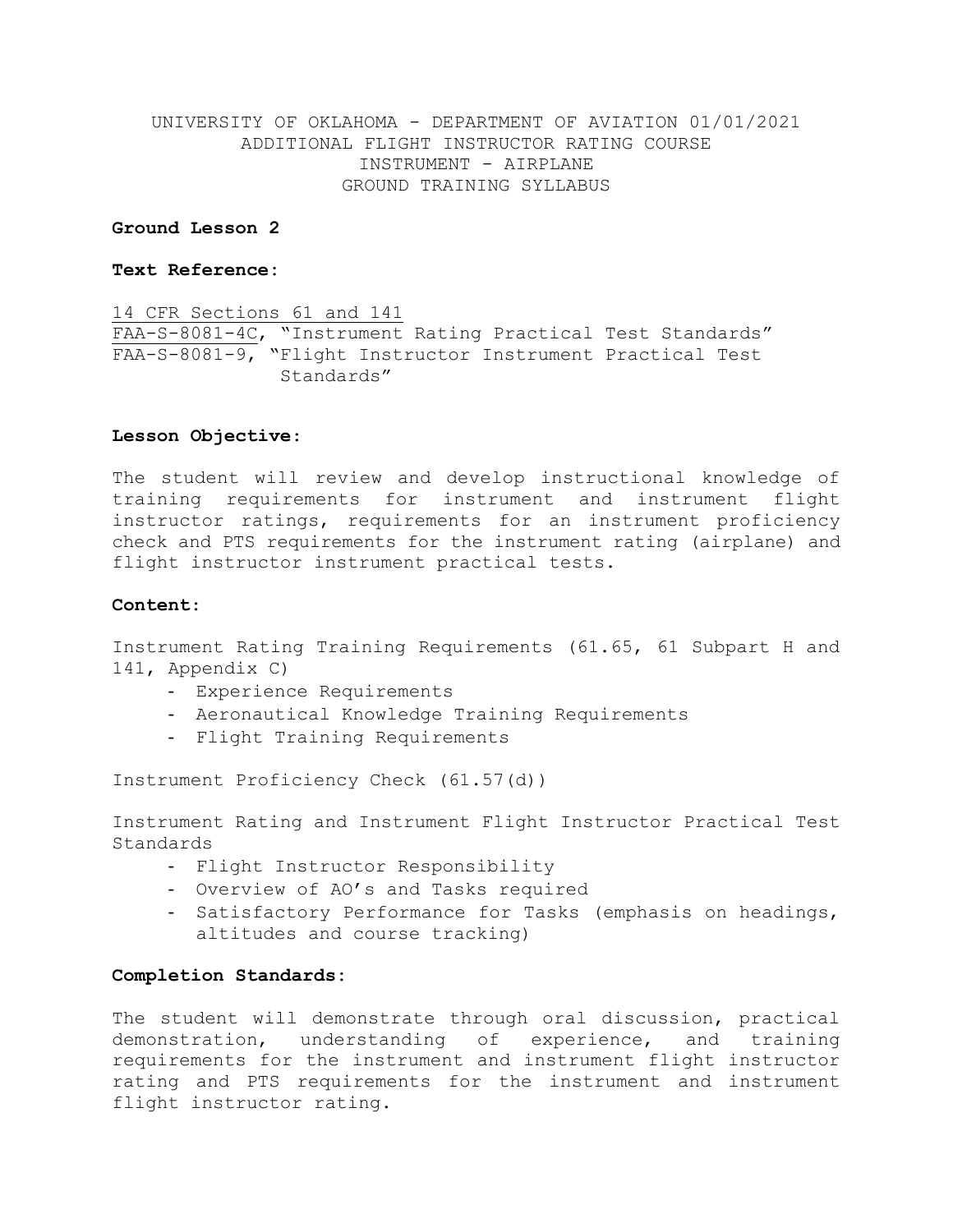UNIVERSITY OF OKLAHOMA - DEPARTMENT OF AVIATION 01/01/2021
ADDITIONAL FLIGHT INSTRUCTOR RATING COURSE
INSTRUMENT - AIRPLANE
GROUND TRAINING SYLLABUS

**Ground Lesson 2**

**Text Reference:**

14 CFR Sections 61 and 141
FAA-S-8081-4C, "Instrument Rating Practical Test Standards"
FAA-S-8081-9, "Flight Instructor Instrument Practical Test Standards"

**Lesson Objective:**

The student will review and develop instructional knowledge of training requirements for instrument and instrument flight instructor ratings, requirements for an instrument proficiency check and PTS requirements for the instrument rating (airplane) and flight instructor instrument practical tests.

**Content:**

Instrument Rating Training Requirements (61.65, 61 Subpart H and 141, Appendix C)

- Experience Requirements
- Aeronautical Knowledge Training Requirements
- Flight Training Requirements

Instrument Proficiency Check (61.57(d))

Instrument Rating and Instrument Flight Instructor Practical Test Standards

- Flight Instructor Responsibility
- Overview of AO's and Tasks required
- Satisfactory Performance for Tasks (emphasis on headings, altitudes and course tracking)

**Completion Standards:**

The student will demonstrate through oral discussion, practical demonstration, understanding of experience, and training requirements for the instrument and instrument flight instructor rating and PTS requirements for the instrument and instrument flight instructor rating.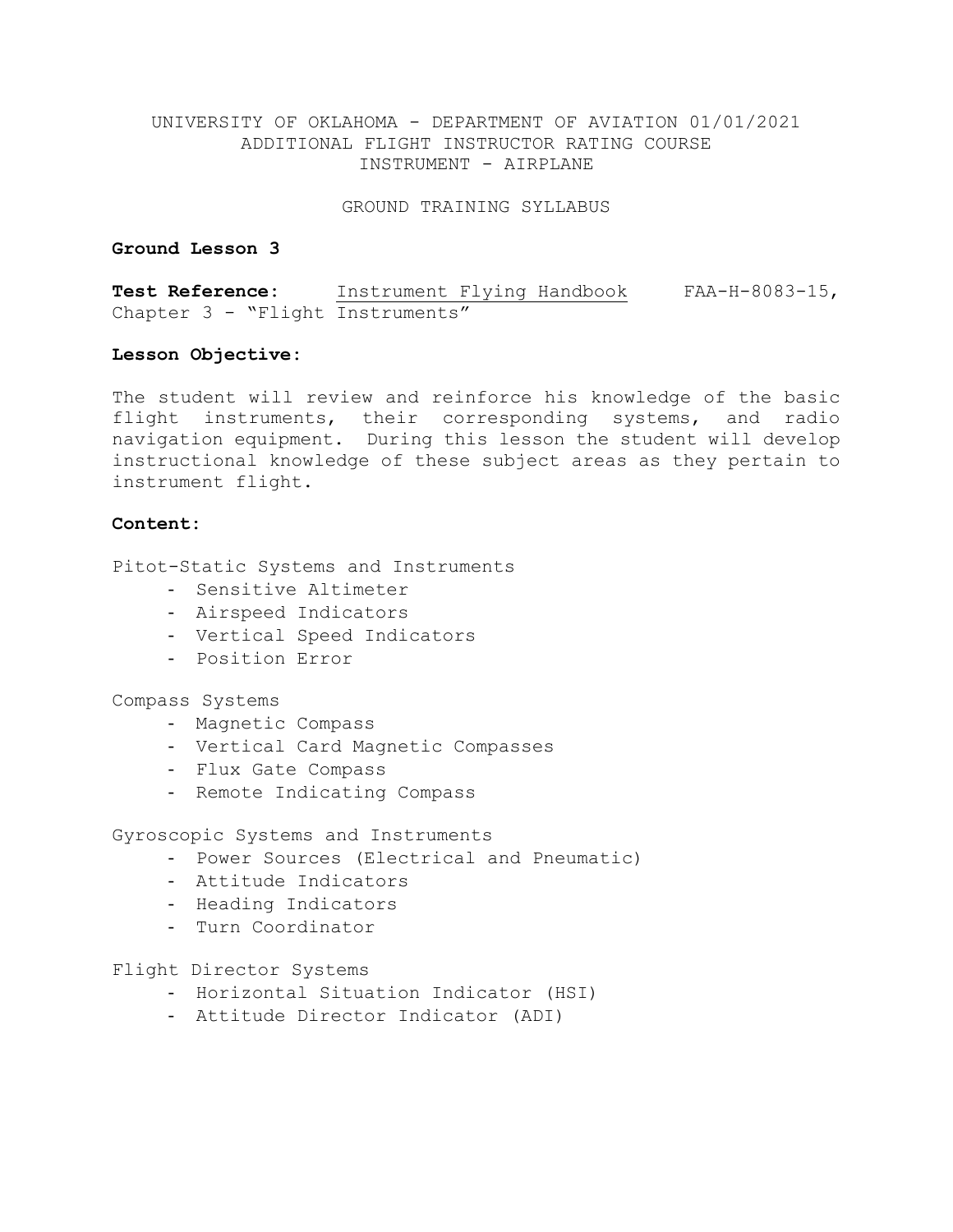UNIVERSITY OF OKLAHOMA - DEPARTMENT OF AVIATION 01/01/2021
ADDITIONAL FLIGHT INSTRUCTOR RATING COURSE
INSTRUMENT - AIRPLANE

GROUND TRAINING SYLLABUS

**Ground Lesson 3**

**Test Reference:** Instrument Flying Handbook FAA-H-8083-15, Chapter 3 - "Flight Instruments"

**Lesson Objective:**

The student will review and reinforce his knowledge of the basic flight instruments, their corresponding systems, and radio navigation equipment. During this lesson the student will develop instructional knowledge of these subject areas as they pertain to instrument flight.

**Content:**

Pitot-Static Systems and Instruments
- Sensitive Altimeter
- Airspeed Indicators
- Vertical Speed Indicators
- Position Error

Compass Systems
- Magnetic Compass
- Vertical Card Magnetic Compasses
- Flux Gate Compass
- Remote Indicating Compass

Gyroscopic Systems and Instruments
- Power Sources (Electrical and Pneumatic)
- Attitude Indicators
- Heading Indicators
- Turn Coordinator

Flight Director Systems
- Horizontal Situation Indicator (HSI)
- Attitude Director Indicator (ADI)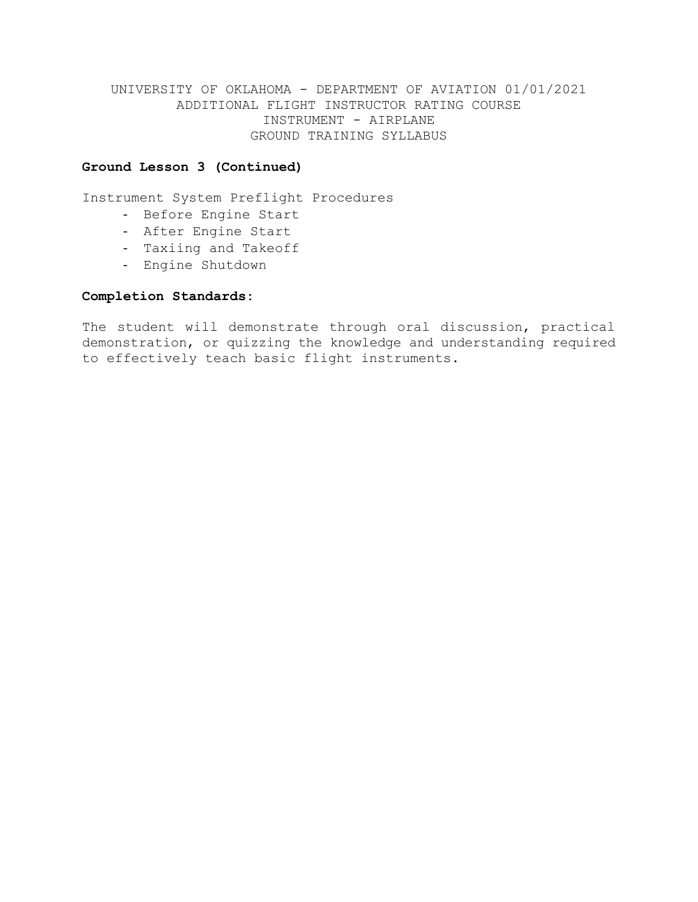**Ground Lesson 3 (Continued)**

Instrument System Preflight Procedures

- Before Engine Start
- After Engine Start
- Taxiing and Takeoff
- Engine Shutdown

**Completion Standards:**

The student will demonstrate through oral discussion, practical demonstration, or quizzing the knowledge and understanding required to effectively teach basic flight instruments.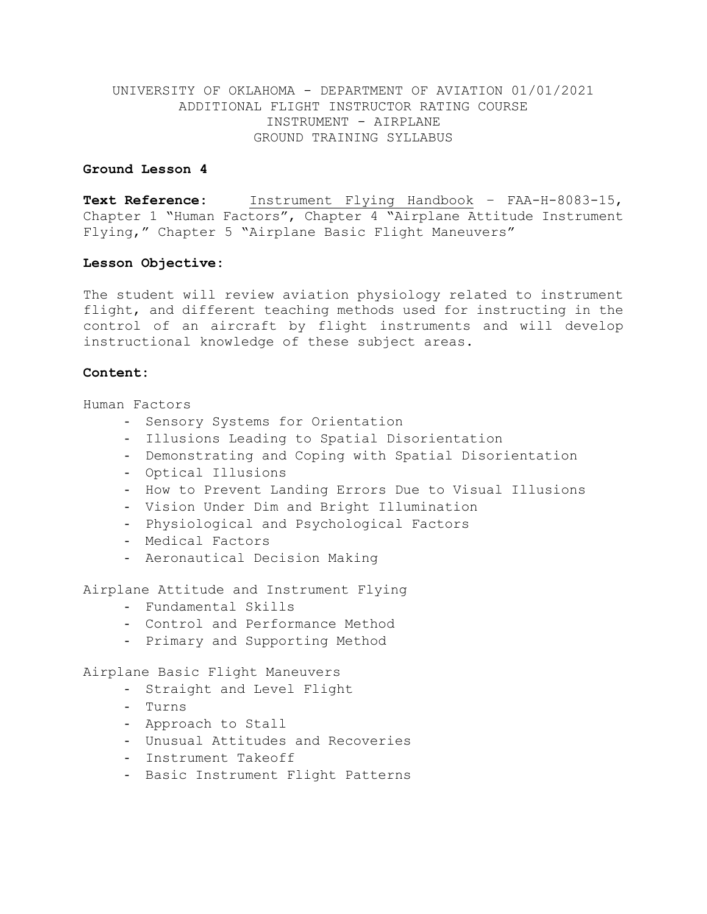UNIVERSITY OF OKLAHOMA - DEPARTMENT OF AVIATION 01/01/2021
ADDITIONAL FLIGHT INSTRUCTOR RATING COURSE
INSTRUMENT - AIRPLANE
GROUND TRAINING SYLLABUS

## Ground Lesson 4

**Text Reference:** Instrument Flying Handbook – FAA-H-8083-15, Chapter 1 "Human Factors", Chapter 4 "Airplane Attitude Instrument Flying," Chapter 5 "Airplane Basic Flight Maneuvers"

**Lesson Objective:**

The student will review aviation physiology related to instrument flight, and different teaching methods used for instructing in the control of an aircraft by flight instruments and will develop instructional knowledge of these subject areas.

**Content:**

Human Factors

- Sensory Systems for Orientation
- Illusions Leading to Spatial Disorientation
- Demonstrating and Coping with Spatial Disorientation
- Optical Illusions
- How to Prevent Landing Errors Due to Visual Illusions
- Vision Under Dim and Bright Illumination
- Physiological and Psychological Factors
- Medical Factors
- Aeronautical Decision Making

Airplane Attitude and Instrument Flying

- Fundamental Skills
- Control and Performance Method
- Primary and Supporting Method

Airplane Basic Flight Maneuvers

- Straight and Level Flight
- Turns
- Approach to Stall
- Unusual Attitudes and Recoveries
- Instrument Takeoff
- Basic Instrument Flight Patterns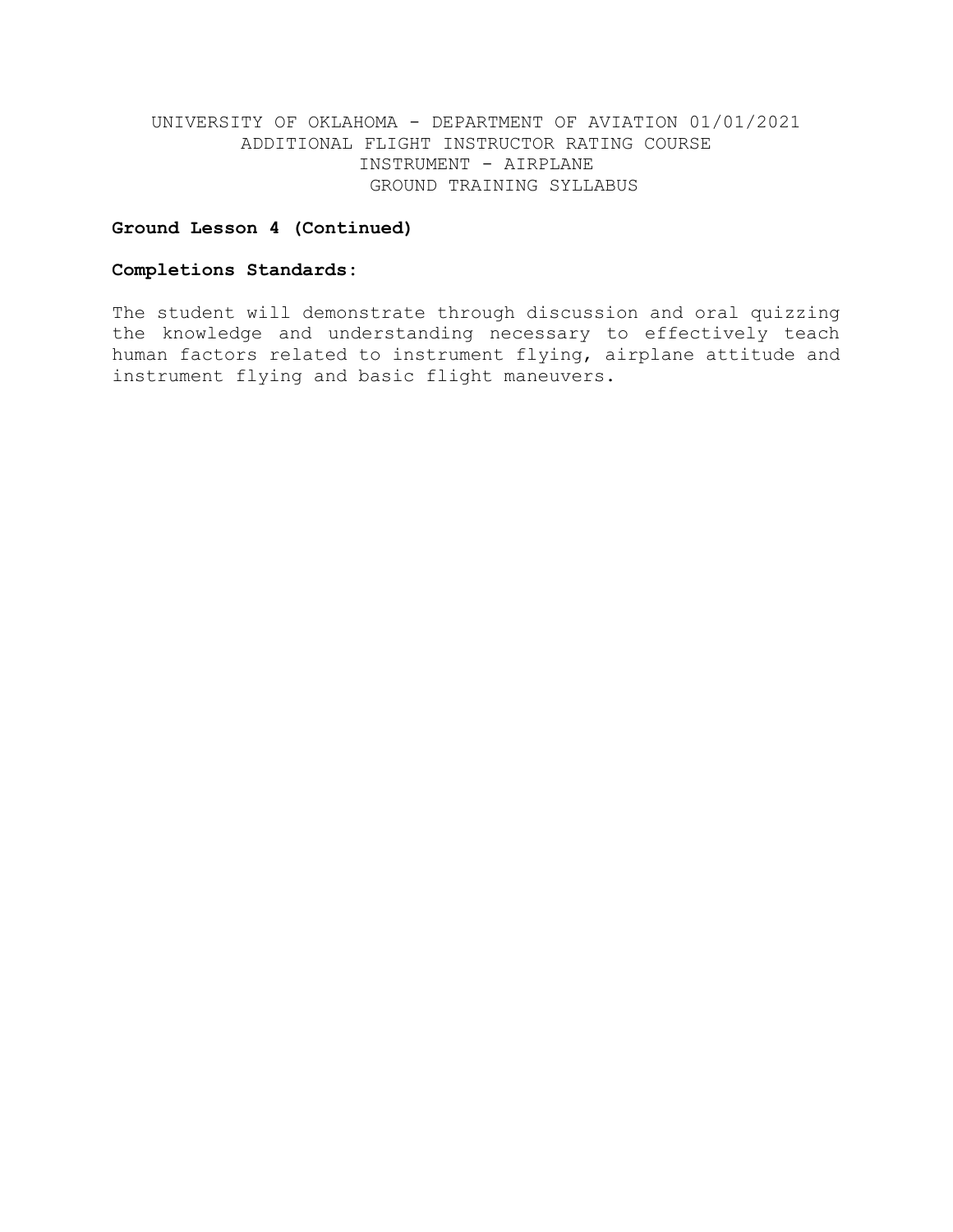**Ground Lesson 4 (Continued)**

**Completions Standards:**

The student will demonstrate through discussion and oral quizzing the knowledge and understanding necessary to effectively teach human factors related to instrument flying, airplane attitude and instrument flying and basic flight maneuvers.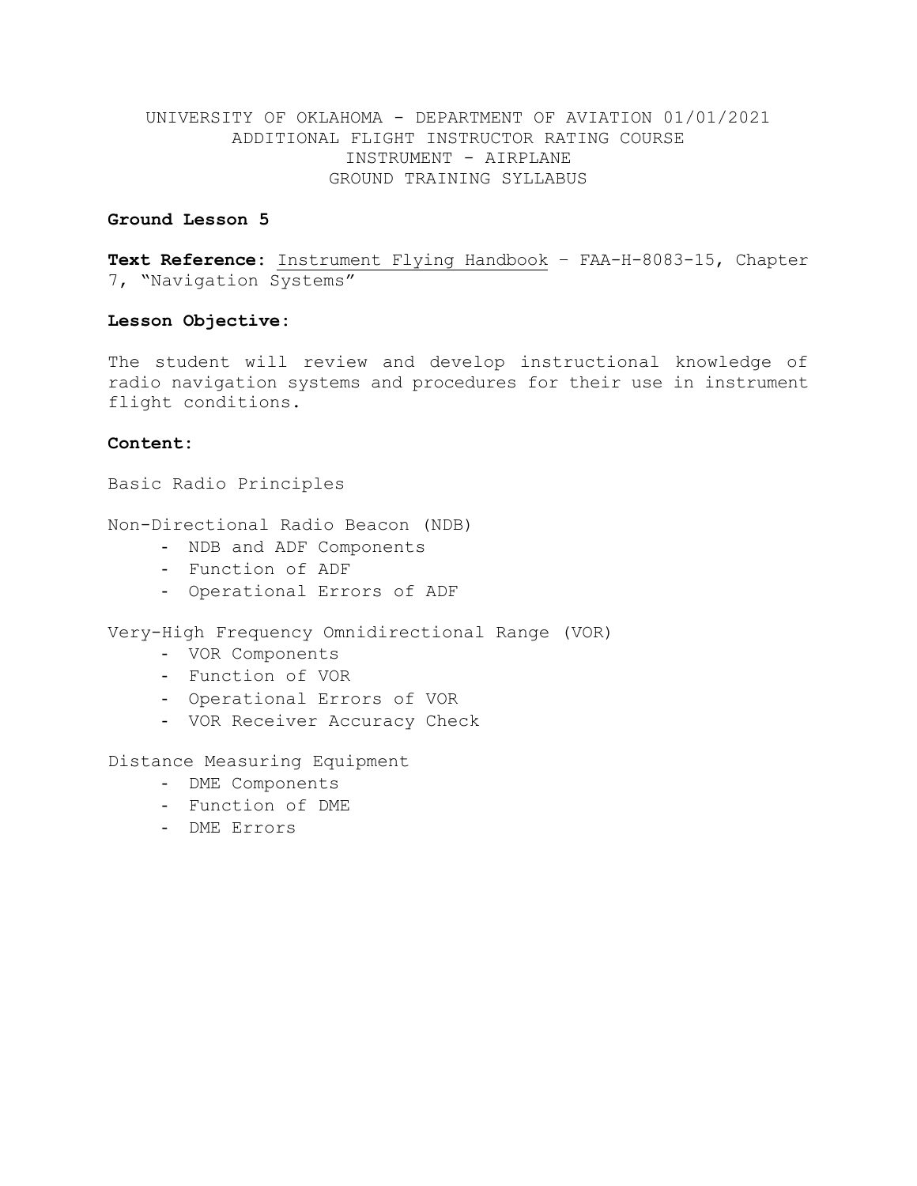UNIVERSITY OF OKLAHOMA - DEPARTMENT OF AVIATION 01/01/2021
ADDITIONAL FLIGHT INSTRUCTOR RATING COURSE
INSTRUMENT - AIRPLANE
GROUND TRAINING SYLLABUS

**Ground Lesson 5**

**Text Reference:** Instrument Flying Handbook – FAA-H-8083-15, Chapter 7, "Navigation Systems"

**Lesson Objective:**

The student will review and develop instructional knowledge of radio navigation systems and procedures for their use in instrument flight conditions.

**Content:**

Basic Radio Principles

Non-Directional Radio Beacon (NDB)

- NDB and ADF Components
- Function of ADF
- Operational Errors of ADF

Very-High Frequency Omnidirectional Range (VOR)

- VOR Components
- Function of VOR
- Operational Errors of VOR
- VOR Receiver Accuracy Check

Distance Measuring Equipment

- DME Components
- Function of DME
- DME Errors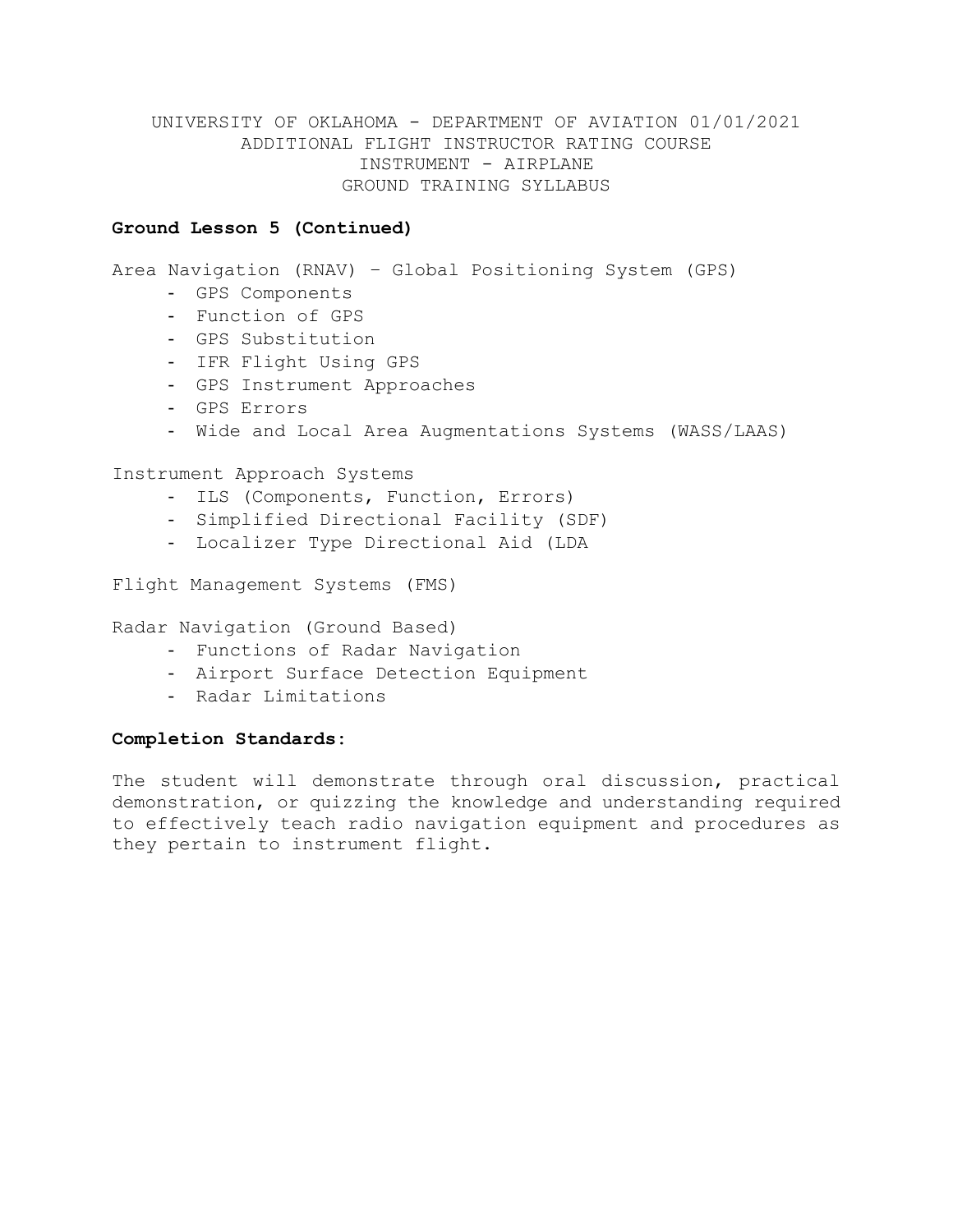## Ground Lesson 5 (Continued)

Area Navigation (RNAV) – Global Positioning System (GPS)

- GPS Components
- Function of GPS
- GPS Substitution
- IFR Flight Using GPS
- GPS Instrument Approaches
- GPS Errors
- Wide and Local Area Augmentations Systems (WASS/LAAS)

Instrument Approach Systems

- ILS (Components, Function, Errors)
- Simplified Directional Facility (SDF)
- Localizer Type Directional Aid (LDA

Flight Management Systems (FMS)

Radar Navigation (Ground Based)

- Functions of Radar Navigation
- Airport Surface Detection Equipment
- Radar Limitations

**Completion Standards:**

The student will demonstrate through oral discussion, practical demonstration, or quizzing the knowledge and understanding required to effectively teach radio navigation equipment and procedures as they pertain to instrument flight.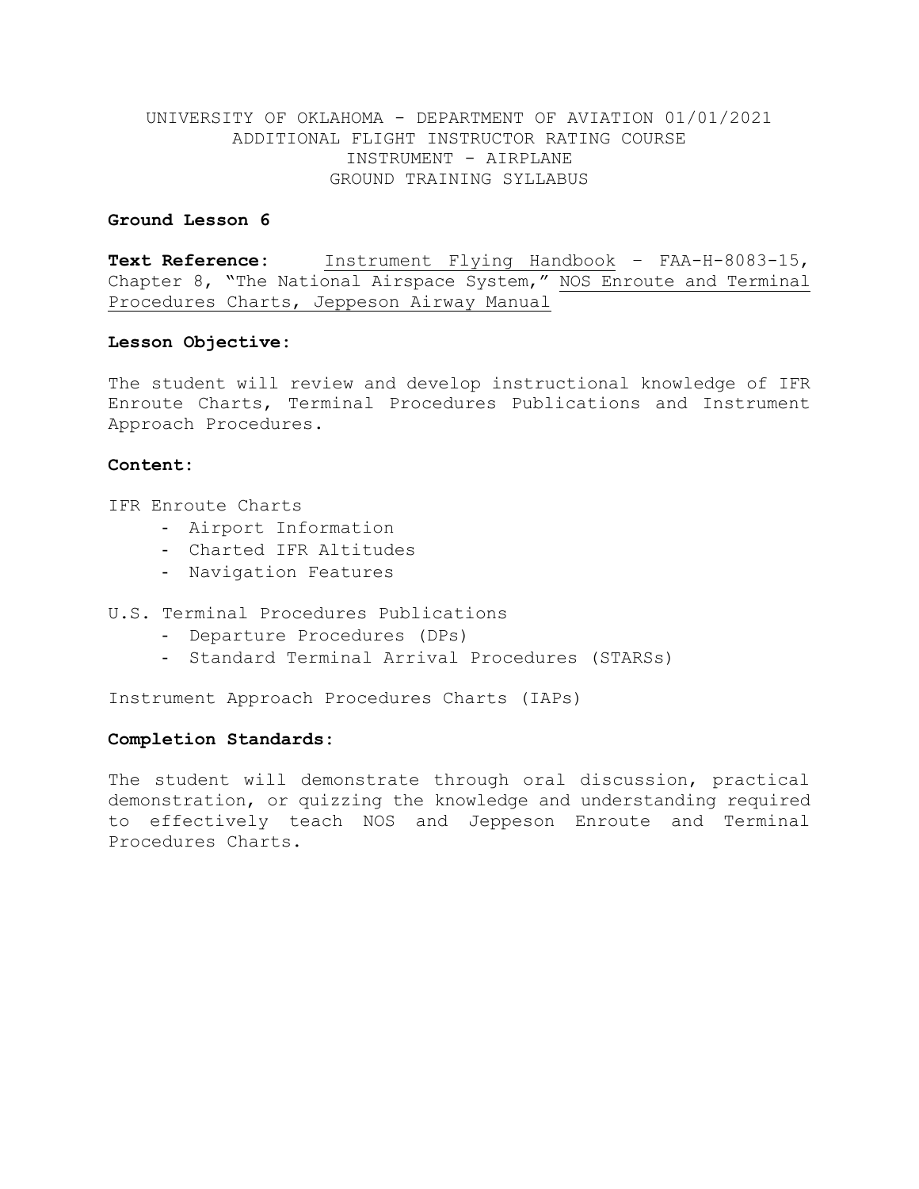UNIVERSITY OF OKLAHOMA - DEPARTMENT OF AVIATION 01/01/2021
ADDITIONAL FLIGHT INSTRUCTOR RATING COURSE
INSTRUMENT - AIRPLANE
GROUND TRAINING SYLLABUS

**Ground Lesson 6**

**Text Reference:** Instrument Flying Handbook – FAA-H-8083-15, Chapter 8, "The National Airspace System," NOS Enroute and Terminal Procedures Charts, Jeppeson Airway Manual

**Lesson Objective:**

The student will review and develop instructional knowledge of IFR Enroute Charts, Terminal Procedures Publications and Instrument Approach Procedures.

**Content:**

IFR Enroute Charts
- Airport Information
- Charted IFR Altitudes
- Navigation Features

U.S. Terminal Procedures Publications
- Departure Procedures (DPs)
- Standard Terminal Arrival Procedures (STARSs)

Instrument Approach Procedures Charts (IAPs)

**Completion Standards:**

The student will demonstrate through oral discussion, practical demonstration, or quizzing the knowledge and understanding required to effectively teach NOS and Jeppeson Enroute and Terminal Procedures Charts.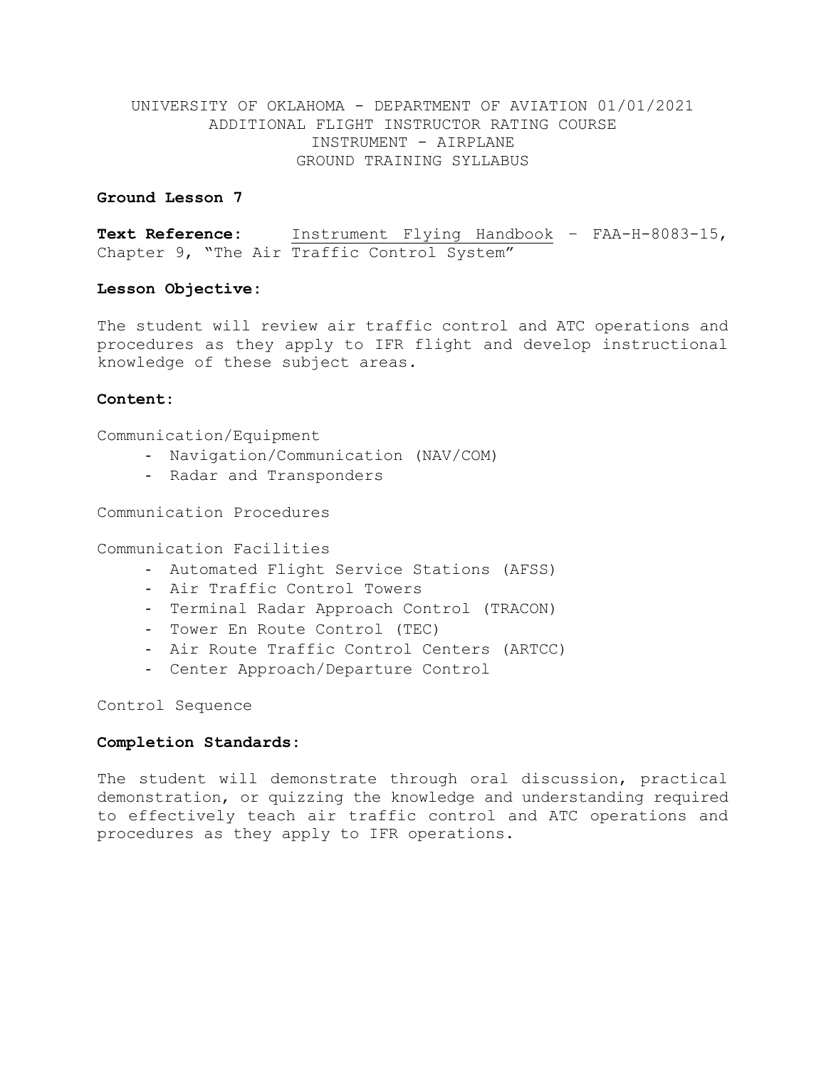UNIVERSITY OF OKLAHOMA - DEPARTMENT OF AVIATION 01/01/2021
ADDITIONAL FLIGHT INSTRUCTOR RATING COURSE
INSTRUMENT - AIRPLANE
GROUND TRAINING SYLLABUS

## Ground Lesson 7

**Text Reference:** Instrument Flying Handbook – FAA-H-8083-15, Chapter 9, "The Air Traffic Control System"

**Lesson Objective:**

The student will review air traffic control and ATC operations and procedures as they apply to IFR flight and develop instructional knowledge of these subject areas.

**Content:**

Communication/Equipment

- Navigation/Communication (NAV/COM)
- Radar and Transponders

Communication Procedures

Communication Facilities

- Automated Flight Service Stations (AFSS)
- Air Traffic Control Towers
- Terminal Radar Approach Control (TRACON)
- Tower En Route Control (TEC)
- Air Route Traffic Control Centers (ARTCC)
- Center Approach/Departure Control

Control Sequence

**Completion Standards:**

The student will demonstrate through oral discussion, practical demonstration, or quizzing the knowledge and understanding required to effectively teach air traffic control and ATC operations and procedures as they apply to IFR operations.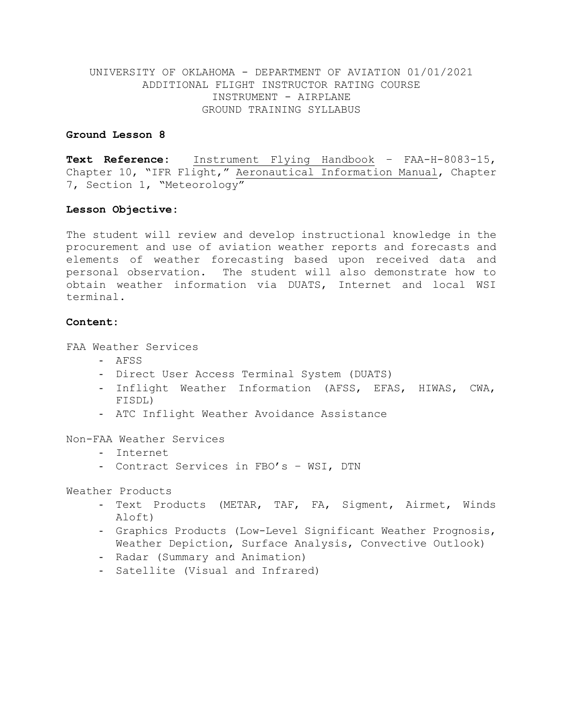UNIVERSITY OF OKLAHOMA - DEPARTMENT OF AVIATION 01/01/2021
ADDITIONAL FLIGHT INSTRUCTOR RATING COURSE
INSTRUMENT - AIRPLANE
GROUND TRAINING SYLLABUS

**Ground Lesson 8**

**Text Reference:** Instrument Flying Handbook – FAA-H-8083-15, Chapter 10, "IFR Flight," Aeronautical Information Manual, Chapter 7, Section 1, "Meteorology"

**Lesson Objective:**

The student will review and develop instructional knowledge in the procurement and use of aviation weather reports and forecasts and elements of weather forecasting based upon received data and personal observation. The student will also demonstrate how to obtain weather information via DUATS, Internet and local WSI terminal.

**Content:**

FAA Weather Services

- AFSS
- Direct User Access Terminal System (DUATS)
- Inflight Weather Information (AFSS, EFAS, HIWAS, CWA, FISDL)
- ATC Inflight Weather Avoidance Assistance

Non-FAA Weather Services

- Internet
- Contract Services in FBO's – WSI, DTN

Weather Products

- Text Products (METAR, TAF, FA, Sigment, Airmet, Winds Aloft)
- Graphics Products (Low-Level Significant Weather Prognosis, Weather Depiction, Surface Analysis, Convective Outlook)
- Radar (Summary and Animation)
- Satellite (Visual and Infrared)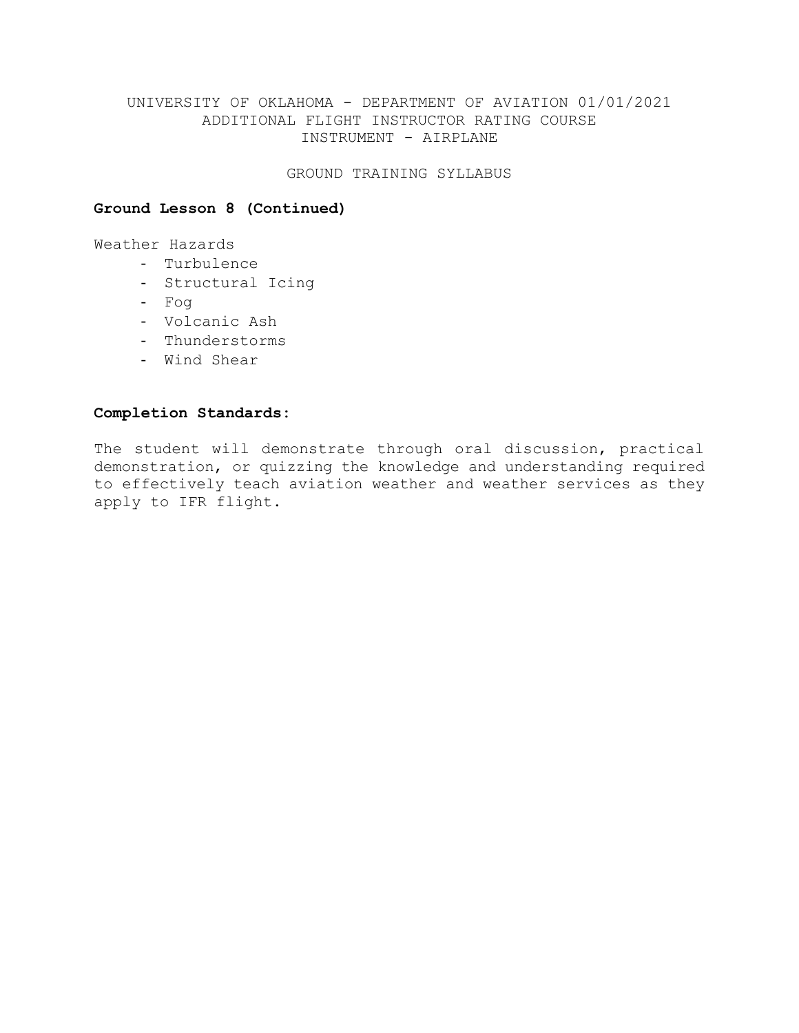**Ground Lesson 8 (Continued)**

Weather Hazards

- Turbulence
- Structural Icing
- Fog
- Volcanic Ash
- Thunderstorms
- Wind Shear

**Completion Standards:**

The student will demonstrate through oral discussion, practical demonstration, or quizzing the knowledge and understanding required to effectively teach aviation weather and weather services as they apply to IFR flight.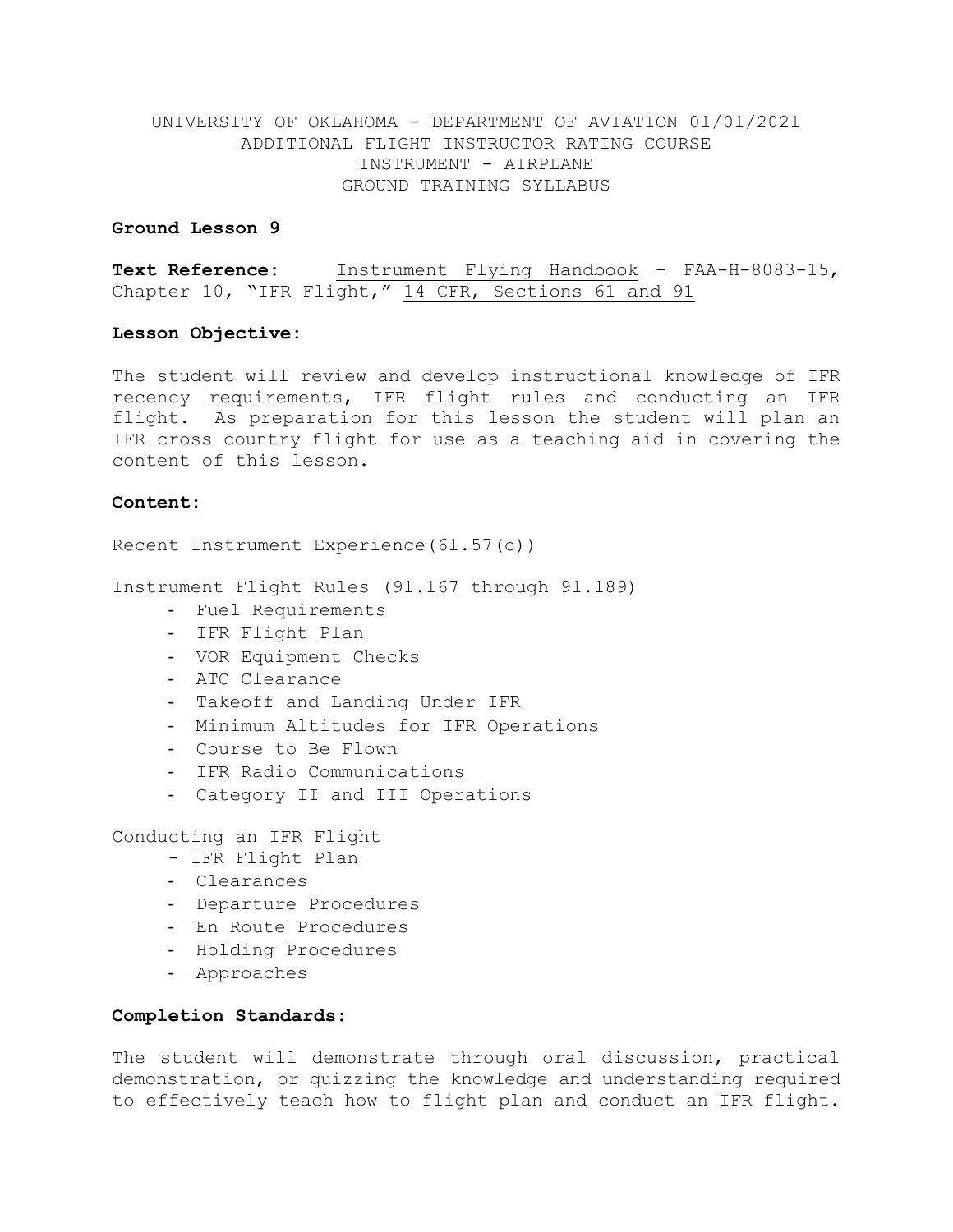UNIVERSITY OF OKLAHOMA - DEPARTMENT OF AVIATION 01/01/2021
ADDITIONAL FLIGHT INSTRUCTOR RATING COURSE
INSTRUMENT - AIRPLANE
GROUND TRAINING SYLLABUS

**Ground Lesson 9**

**Text Reference:** Instrument Flying Handbook – FAA-H-8083-15, Chapter 10, "IFR Flight," 14 CFR, Sections 61 and 91

**Lesson Objective:**

The student will review and develop instructional knowledge of IFR recency requirements, IFR flight rules and conducting an IFR flight. As preparation for this lesson the student will plan an IFR cross country flight for use as a teaching aid in covering the content of this lesson.

**Content:**

Recent Instrument Experience(61.57(c))

Instrument Flight Rules (91.167 through 91.189)

- Fuel Requirements
- IFR Flight Plan
- VOR Equipment Checks
- ATC Clearance
- Takeoff and Landing Under IFR
- Minimum Altitudes for IFR Operations
- Course to Be Flown
- IFR Radio Communications
- Category II and III Operations

Conducting an IFR Flight

- IFR Flight Plan
- Clearances
- Departure Procedures
- En Route Procedures
- Holding Procedures
- Approaches

**Completion Standards:**

The student will demonstrate through oral discussion, practical demonstration, or quizzing the knowledge and understanding required to effectively teach how to flight plan and conduct an IFR flight.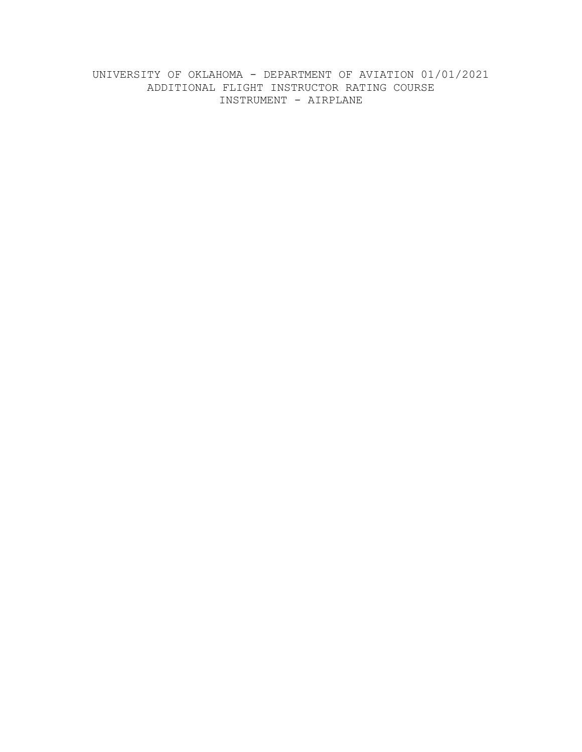UNIVERSITY OF OKLAHOMA - DEPARTMENT OF AVIATION 01/01/2021

ADDITIONAL FLIGHT INSTRUCTOR RATING COURSE

INSTRUMENT - AIRPLANE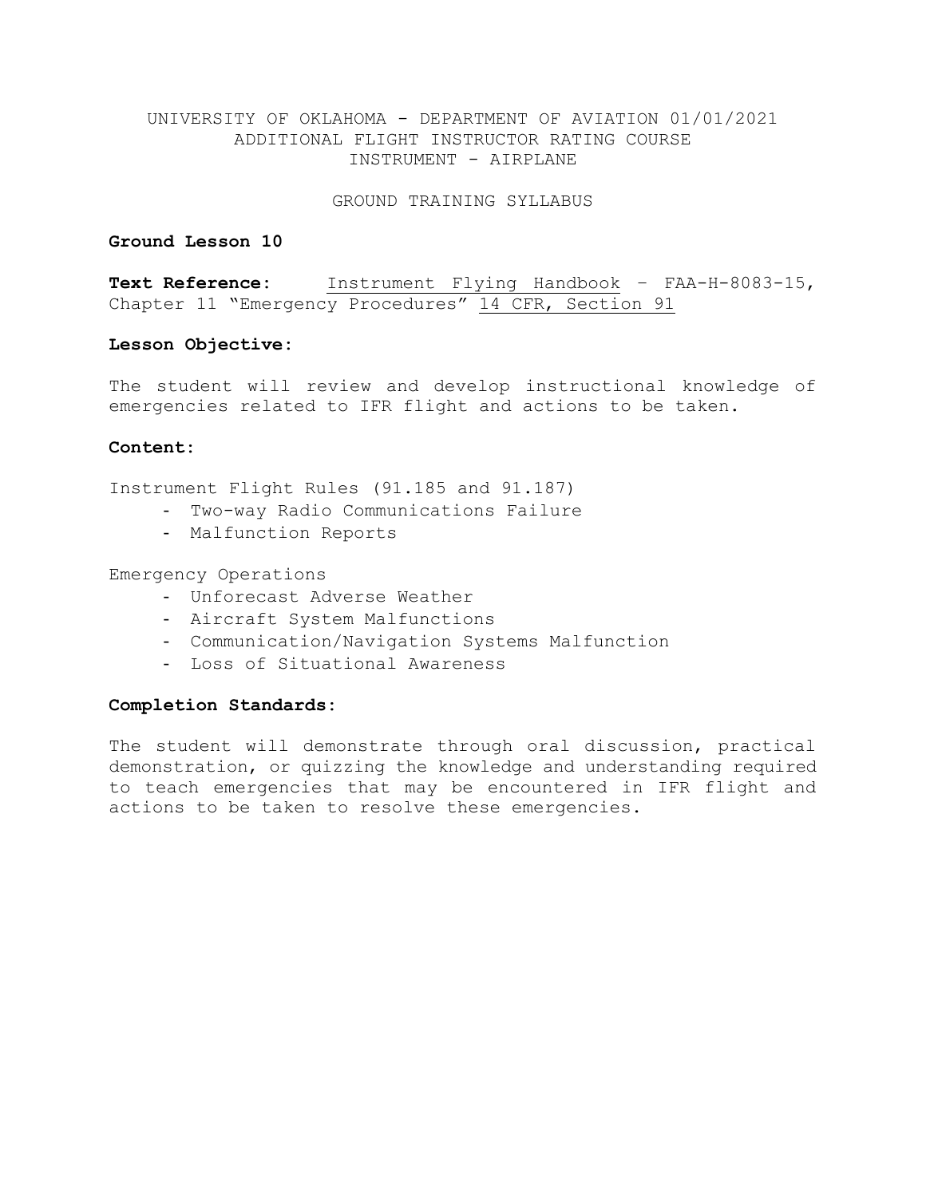UNIVERSITY OF OKLAHOMA - DEPARTMENT OF AVIATION 01/01/2021
ADDITIONAL FLIGHT INSTRUCTOR RATING COURSE
INSTRUMENT - AIRPLANE

GROUND TRAINING SYLLABUS

**Ground Lesson 10**

**Text Reference:** Instrument Flying Handbook – FAA-H-8083-15, Chapter 11 “Emergency Procedures” 14 CFR, Section 91

**Lesson Objective:**

The student will review and develop instructional knowledge of emergencies related to IFR flight and actions to be taken.

**Content:**

Instrument Flight Rules (91.185 and 91.187)

- Two-way Radio Communications Failure
- Malfunction Reports

Emergency Operations

- Unforecast Adverse Weather
- Aircraft System Malfunctions
- Communication/Navigation Systems Malfunction
- Loss of Situational Awareness

**Completion Standards:**

The student will demonstrate through oral discussion, practical demonstration, or quizzing the knowledge and understanding required to teach emergencies that may be encountered in IFR flight and actions to be taken to resolve these emergencies.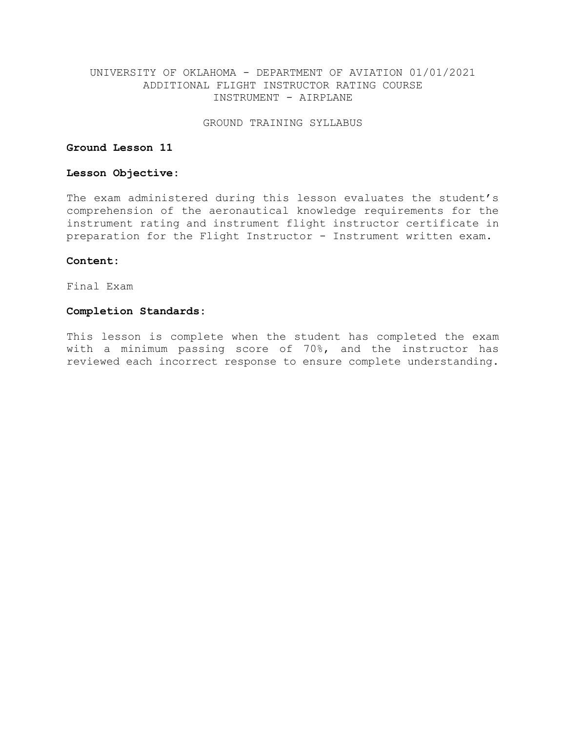UNIVERSITY OF OKLAHOMA - DEPARTMENT OF AVIATION 01/01/2021
ADDITIONAL FLIGHT INSTRUCTOR RATING COURSE
INSTRUMENT - AIRPLANE

GROUND TRAINING SYLLABUS

**Ground Lesson 11**

**Lesson Objective:**

The exam administered during this lesson evaluates the student's comprehension of the aeronautical knowledge requirements for the instrument rating and instrument flight instructor certificate in preparation for the Flight Instructor - Instrument written exam.

**Content:**

Final Exam

**Completion Standards:**

This lesson is complete when the student has completed the exam with a minimum passing score of 70%, and the instructor has reviewed each incorrect response to ensure complete understanding.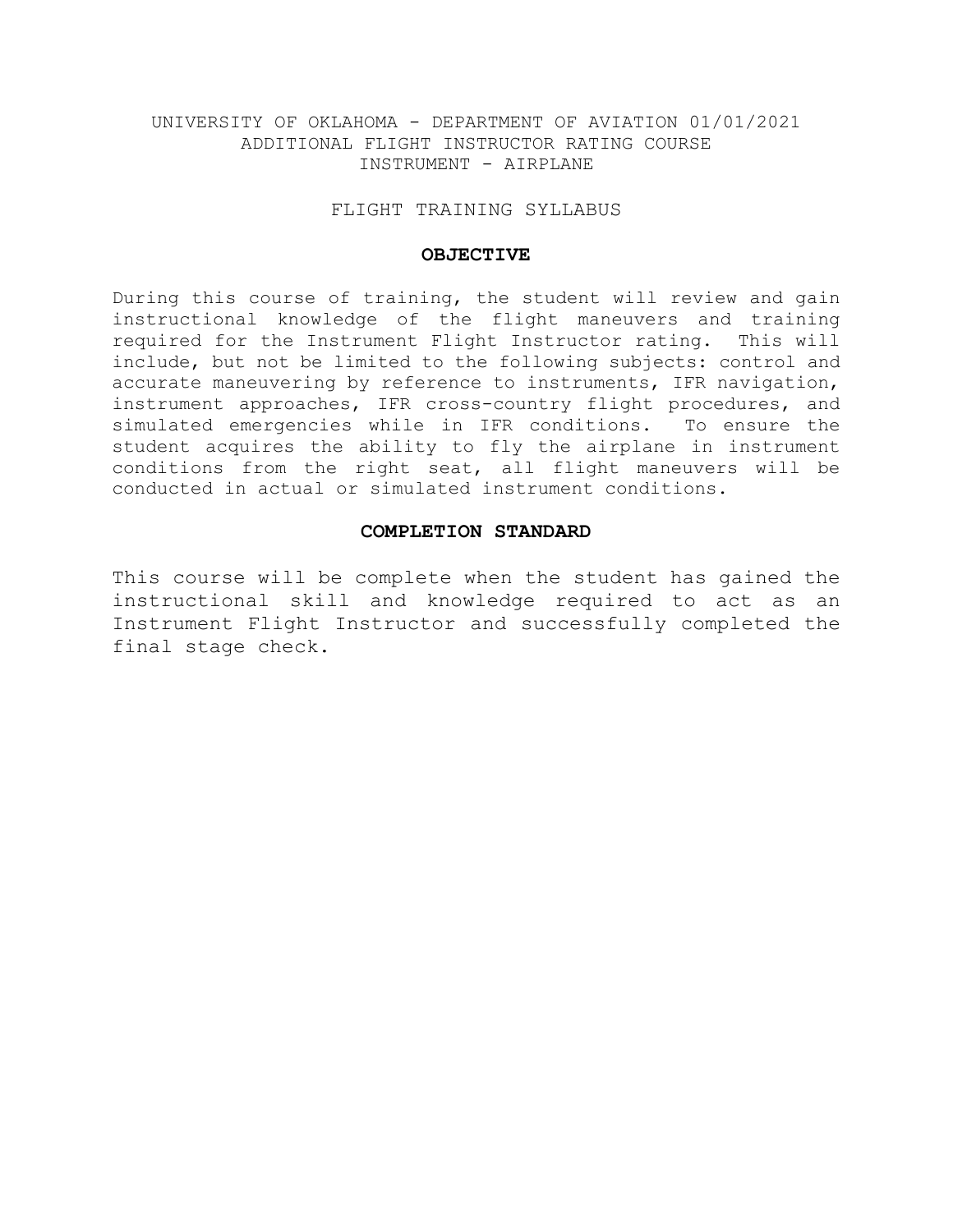UNIVERSITY OF OKLAHOMA - DEPARTMENT OF AVIATION 01/01/2021
ADDITIONAL FLIGHT INSTRUCTOR RATING COURSE
INSTRUMENT - AIRPLANE

FLIGHT TRAINING SYLLABUS

## OBJECTIVE

During this course of training, the student will review and gain instructional knowledge of the flight maneuvers and training required for the Instrument Flight Instructor rating. This will include, but not be limited to the following subjects: control and accurate maneuvering by reference to instruments, IFR navigation, instrument approaches, IFR cross-country flight procedures, and simulated emergencies while in IFR conditions. To ensure the student acquires the ability to fly the airplane in instrument conditions from the right seat, all flight maneuvers will be conducted in actual or simulated instrument conditions.

## COMPLETION STANDARD

This course will be complete when the student has gained the instructional skill and knowledge required to act as an Instrument Flight Instructor and successfully completed the final stage check.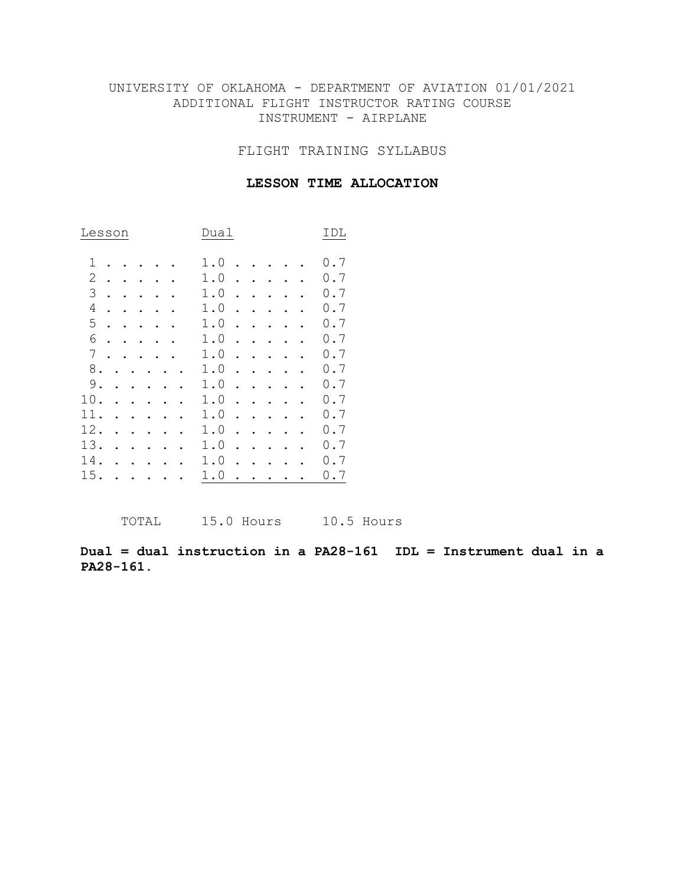UNIVERSITY OF OKLAHOMA - DEPARTMENT OF AVIATION 01/01/2021
ADDITIONAL FLIGHT INSTRUCTOR RATING COURSE
INSTRUMENT - AIRPLANE

## FLIGHT TRAINING SYLLABUS

### LESSON TIME ALLOCATION

| Lesson | Dual | IDL |
|---|---|---|
| 1 | 1.0 | 0.7 |
| 2 | 1.0 | 0.7 |
| 3 | 1.0 | 0.7 |
| 4 | 1.0 | 0.7 |
| 5 | 1.0 | 0.7 |
| 6 | 1.0 | 0.7 |
| 7 | 1.0 | 0.7 |
| 8. | 1.0 | 0.7 |
| 9. | 1.0 | 0.7 |
| 10. | 1.0 | 0.7 |
| 11. | 1.0 | 0.7 |
| 12. | 1.0 | 0.7 |
| 13. | 1.0 | 0.7 |
| 14. | 1.0 | 0.7 |
| 15. | 1.0 | 0.7 |
| TOTAL | 15.0 Hours | 10.5 Hours |

**Dual = dual instruction in a PA28-161 IDL = Instrument dual in a PA28-161.**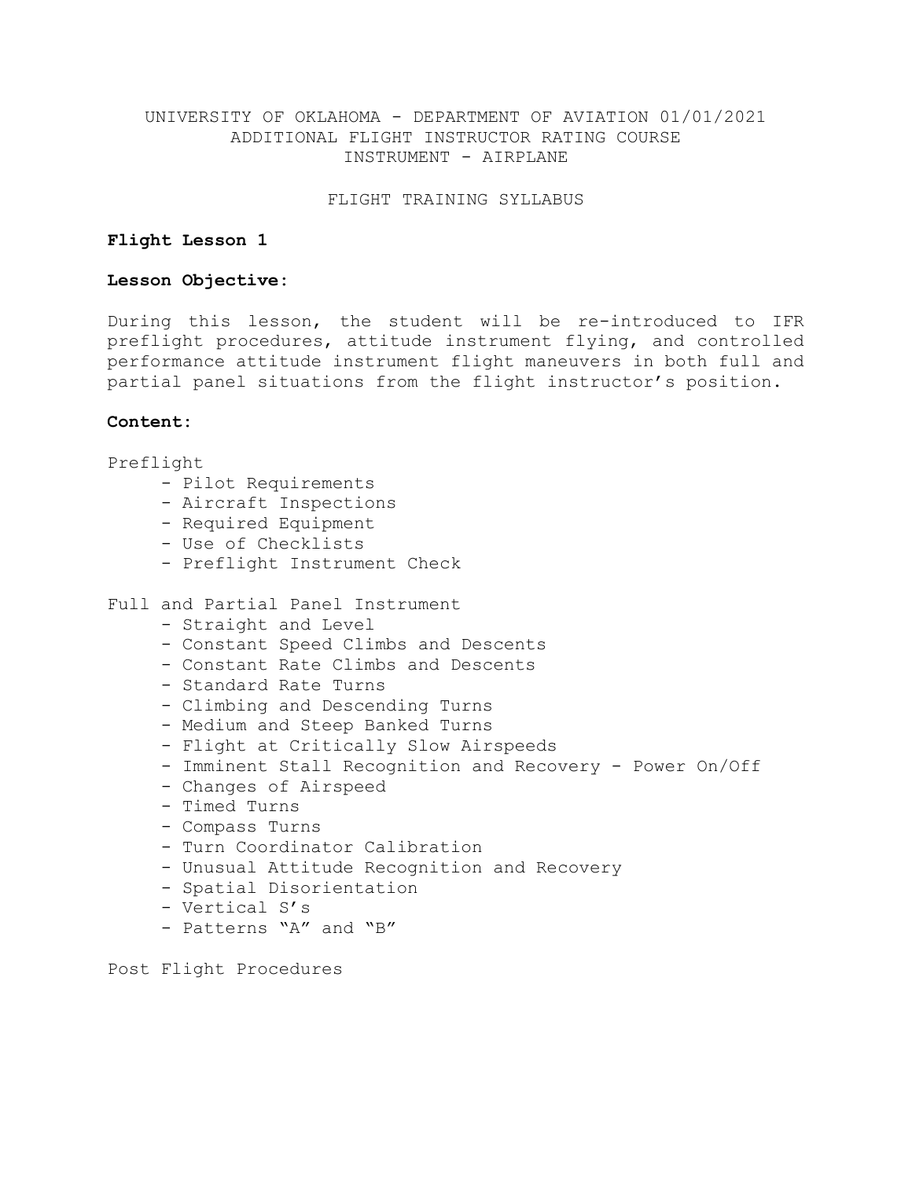UNIVERSITY OF OKLAHOMA - DEPARTMENT OF AVIATION 01/01/2021
ADDITIONAL FLIGHT INSTRUCTOR RATING COURSE
INSTRUMENT - AIRPLANE

FLIGHT TRAINING SYLLABUS

**Flight Lesson 1**

**Lesson Objective:**

During this lesson, the student will be re-introduced to IFR preflight procedures, attitude instrument flying, and controlled performance attitude instrument flight maneuvers in both full and partial panel situations from the flight instructor's position.

**Content:**

Preflight

- Pilot Requirements
- Aircraft Inspections
- Required Equipment
- Use of Checklists
- Preflight Instrument Check

Full and Partial Panel Instrument

- Straight and Level
- Constant Speed Climbs and Descents
- Constant Rate Climbs and Descents
- Standard Rate Turns
- Climbing and Descending Turns
- Medium and Steep Banked Turns
- Flight at Critically Slow Airspeeds
- Imminent Stall Recognition and Recovery - Power On/Off
- Changes of Airspeed
- Timed Turns
- Compass Turns
- Turn Coordinator Calibration
- Unusual Attitude Recognition and Recovery
- Spatial Disorientation
- Vertical S's
- Patterns "A" and "B"

Post Flight Procedures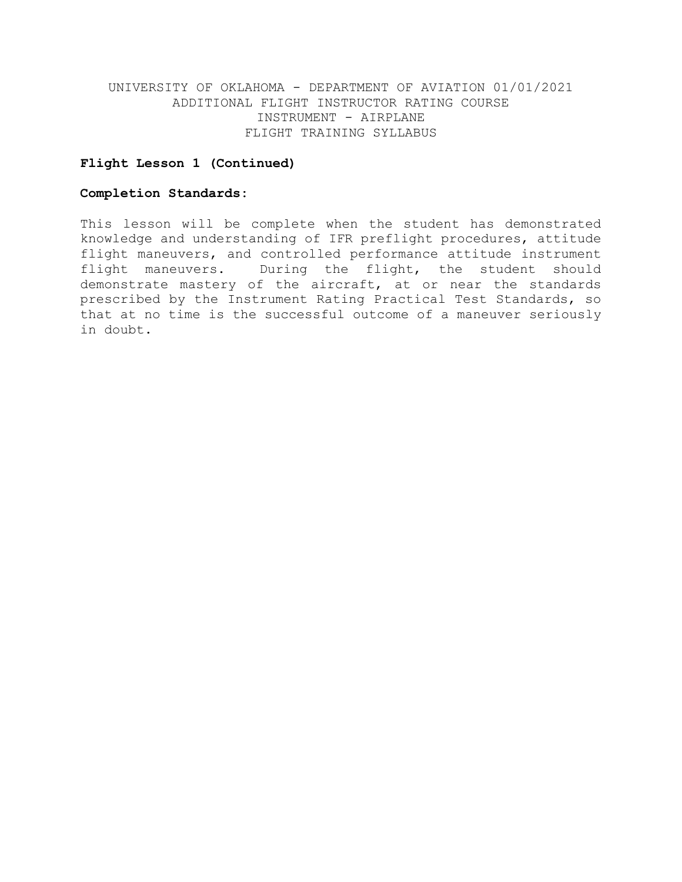**Flight Lesson 1 (Continued)**

**Completion Standards:**

This lesson will be complete when the student has demonstrated knowledge and understanding of IFR preflight procedures, attitude flight maneuvers, and controlled performance attitude instrument flight maneuvers. During the flight, the student should demonstrate mastery of the aircraft, at or near the standards prescribed by the Instrument Rating Practical Test Standards, so that at no time is the successful outcome of a maneuver seriously in doubt.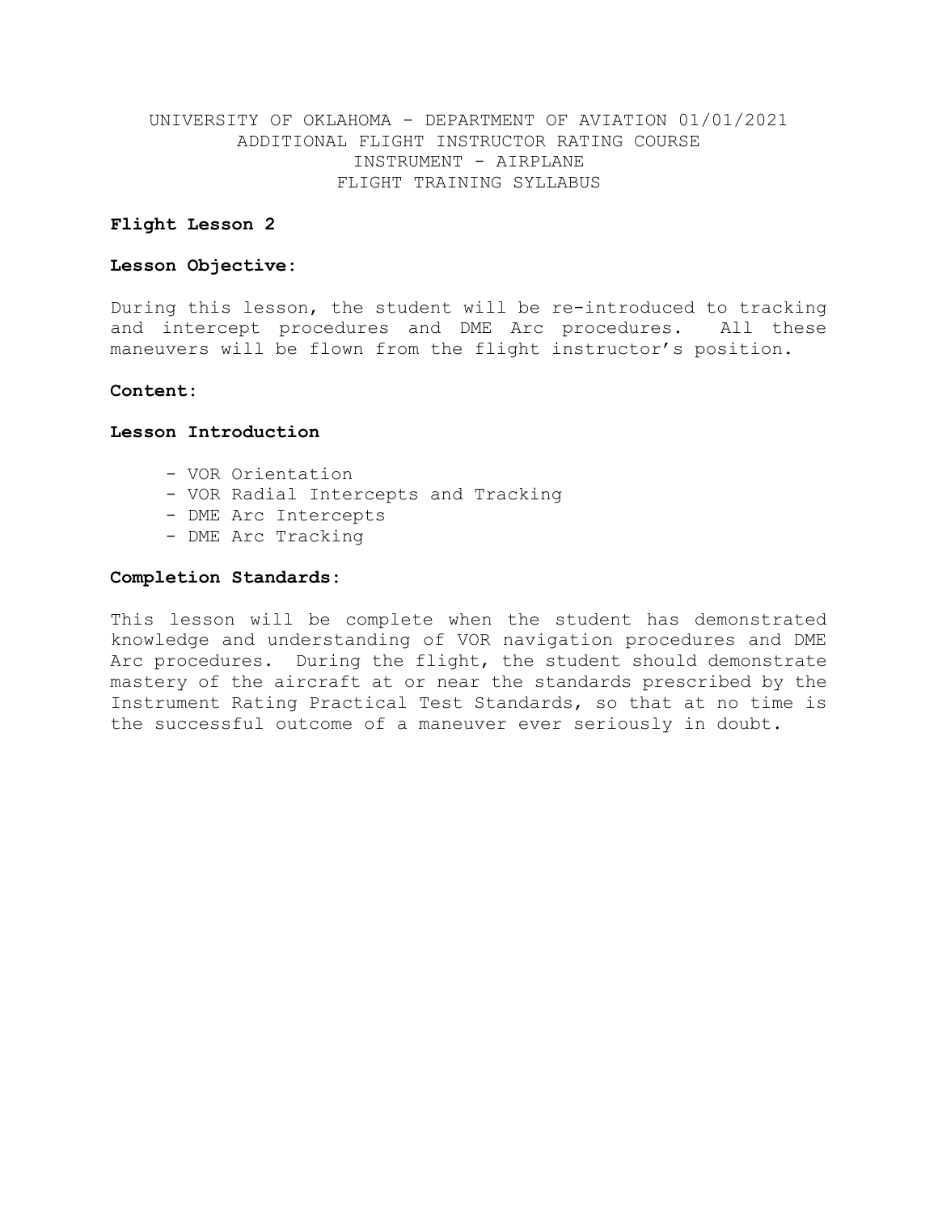UNIVERSITY OF OKLAHOMA - DEPARTMENT OF AVIATION 01/01/2021
ADDITIONAL FLIGHT INSTRUCTOR RATING COURSE
INSTRUMENT - AIRPLANE
FLIGHT TRAINING SYLLABUS

**Flight Lesson 2**

**Lesson Objective:**

During this lesson, the student will be re-introduced to tracking and intercept procedures and DME Arc procedures. All these maneuvers will be flown from the flight instructor's position.

**Content:**

**Lesson Introduction**

- VOR Orientation
- VOR Radial Intercepts and Tracking
- DME Arc Intercepts
- DME Arc Tracking

**Completion Standards:**

This lesson will be complete when the student has demonstrated knowledge and understanding of VOR navigation procedures and DME Arc procedures. During the flight, the student should demonstrate mastery of the aircraft at or near the standards prescribed by the Instrument Rating Practical Test Standards, so that at no time is the successful outcome of a maneuver ever seriously in doubt.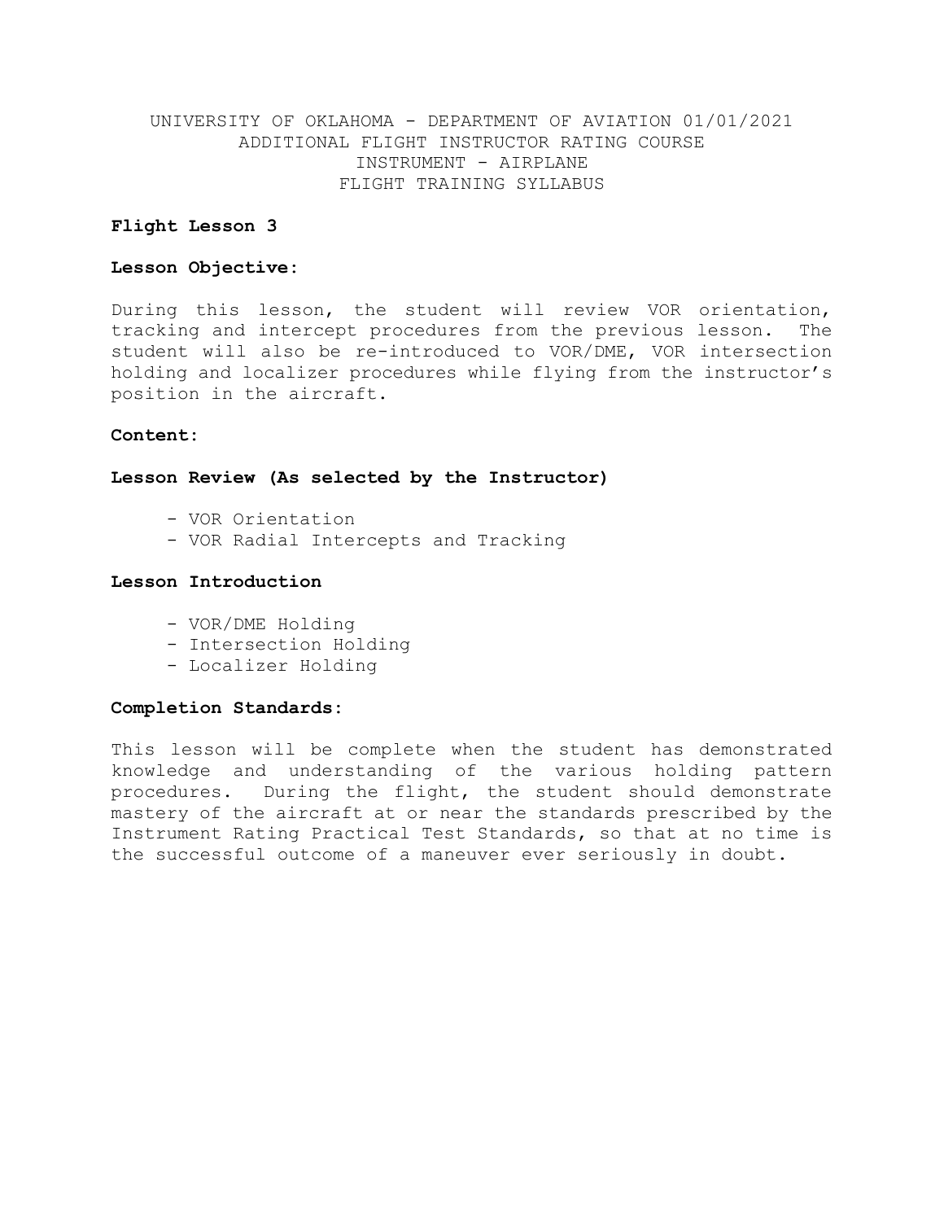UNIVERSITY OF OKLAHOMA - DEPARTMENT OF AVIATION 01/01/2021
ADDITIONAL FLIGHT INSTRUCTOR RATING COURSE
INSTRUMENT - AIRPLANE
FLIGHT TRAINING SYLLABUS

**Flight Lesson 3**

**Lesson Objective:**

During this lesson, the student will review VOR orientation, tracking and intercept procedures from the previous lesson. The student will also be re-introduced to VOR/DME, VOR intersection holding and localizer procedures while flying from the instructor's position in the aircraft.

**Content:**

**Lesson Review (As selected by the Instructor)**

- VOR Orientation
- VOR Radial Intercepts and Tracking

**Lesson Introduction**

- VOR/DME Holding
- Intersection Holding
- Localizer Holding

**Completion Standards:**

This lesson will be complete when the student has demonstrated knowledge and understanding of the various holding pattern procedures. During the flight, the student should demonstrate mastery of the aircraft at or near the standards prescribed by the Instrument Rating Practical Test Standards, so that at no time is the successful outcome of a maneuver ever seriously in doubt.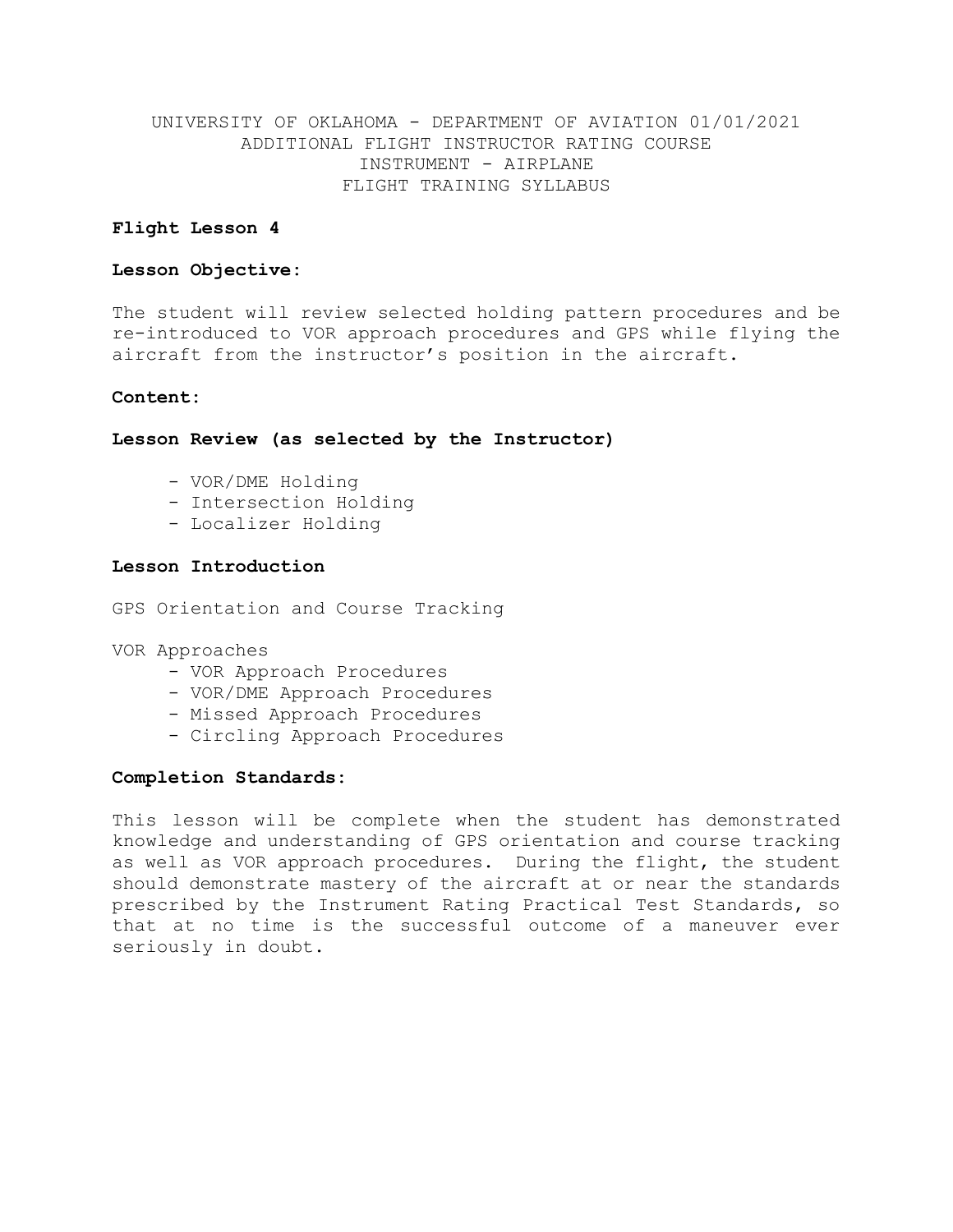UNIVERSITY OF OKLAHOMA - DEPARTMENT OF AVIATION 01/01/2021
ADDITIONAL FLIGHT INSTRUCTOR RATING COURSE
INSTRUMENT - AIRPLANE
FLIGHT TRAINING SYLLABUS

**Flight Lesson 4**

**Lesson Objective:**

The student will review selected holding pattern procedures and be re-introduced to VOR approach procedures and GPS while flying the aircraft from the instructor's position in the aircraft.

**Content:**

**Lesson Review (as selected by the Instructor)**

- VOR/DME Holding
- Intersection Holding
- Localizer Holding

**Lesson Introduction**

GPS Orientation and Course Tracking

VOR Approaches

- VOR Approach Procedures
- VOR/DME Approach Procedures
- Missed Approach Procedures
- Circling Approach Procedures

**Completion Standards:**

This lesson will be complete when the student has demonstrated knowledge and understanding of GPS orientation and course tracking as well as VOR approach procedures. During the flight, the student should demonstrate mastery of the aircraft at or near the standards prescribed by the Instrument Rating Practical Test Standards, so that at no time is the successful outcome of a maneuver ever seriously in doubt.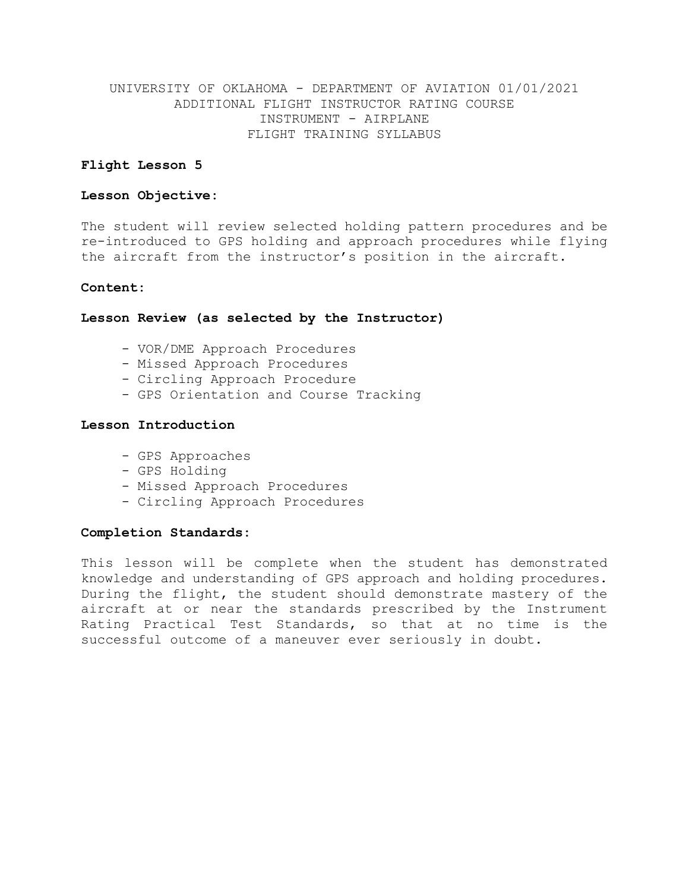UNIVERSITY OF OKLAHOMA - DEPARTMENT OF AVIATION 01/01/2021
ADDITIONAL FLIGHT INSTRUCTOR RATING COURSE
INSTRUMENT - AIRPLANE
FLIGHT TRAINING SYLLABUS

**Flight Lesson 5**

**Lesson Objective:**

The student will review selected holding pattern procedures and be re-introduced to GPS holding and approach procedures while flying the aircraft from the instructor's position in the aircraft.

**Content:**

**Lesson Review (as selected by the Instructor)**

- VOR/DME Approach Procedures
- Missed Approach Procedures
- Circling Approach Procedure
- GPS Orientation and Course Tracking

**Lesson Introduction**

- GPS Approaches
- GPS Holding
- Missed Approach Procedures
- Circling Approach Procedures

**Completion Standards:**

This lesson will be complete when the student has demonstrated knowledge and understanding of GPS approach and holding procedures. During the flight, the student should demonstrate mastery of the aircraft at or near the standards prescribed by the Instrument Rating Practical Test Standards, so that at no time is the successful outcome of a maneuver ever seriously in doubt.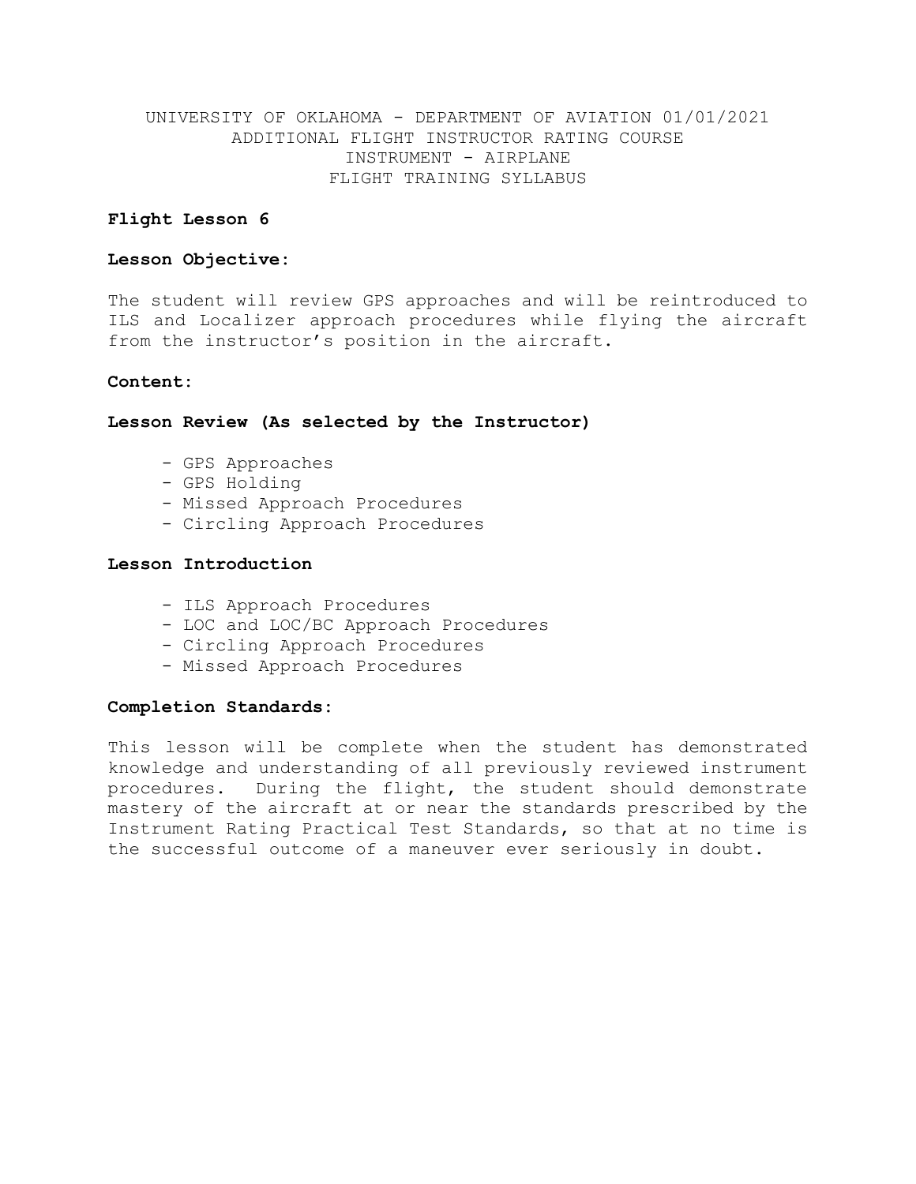UNIVERSITY OF OKLAHOMA - DEPARTMENT OF AVIATION 01/01/2021
ADDITIONAL FLIGHT INSTRUCTOR RATING COURSE
INSTRUMENT - AIRPLANE
FLIGHT TRAINING SYLLABUS

**Flight Lesson 6**

**Lesson Objective:**

The student will review GPS approaches and will be reintroduced to ILS and Localizer approach procedures while flying the aircraft from the instructor's position in the aircraft.

**Content:**

**Lesson Review (As selected by the Instructor)**

- GPS Approaches
- GPS Holding
- Missed Approach Procedures
- Circling Approach Procedures

**Lesson Introduction**

- ILS Approach Procedures
- LOC and LOC/BC Approach Procedures
- Circling Approach Procedures
- Missed Approach Procedures

**Completion Standards:**

This lesson will be complete when the student has demonstrated knowledge and understanding of all previously reviewed instrument procedures. During the flight, the student should demonstrate mastery of the aircraft at or near the standards prescribed by the Instrument Rating Practical Test Standards, so that at no time is the successful outcome of a maneuver ever seriously in doubt.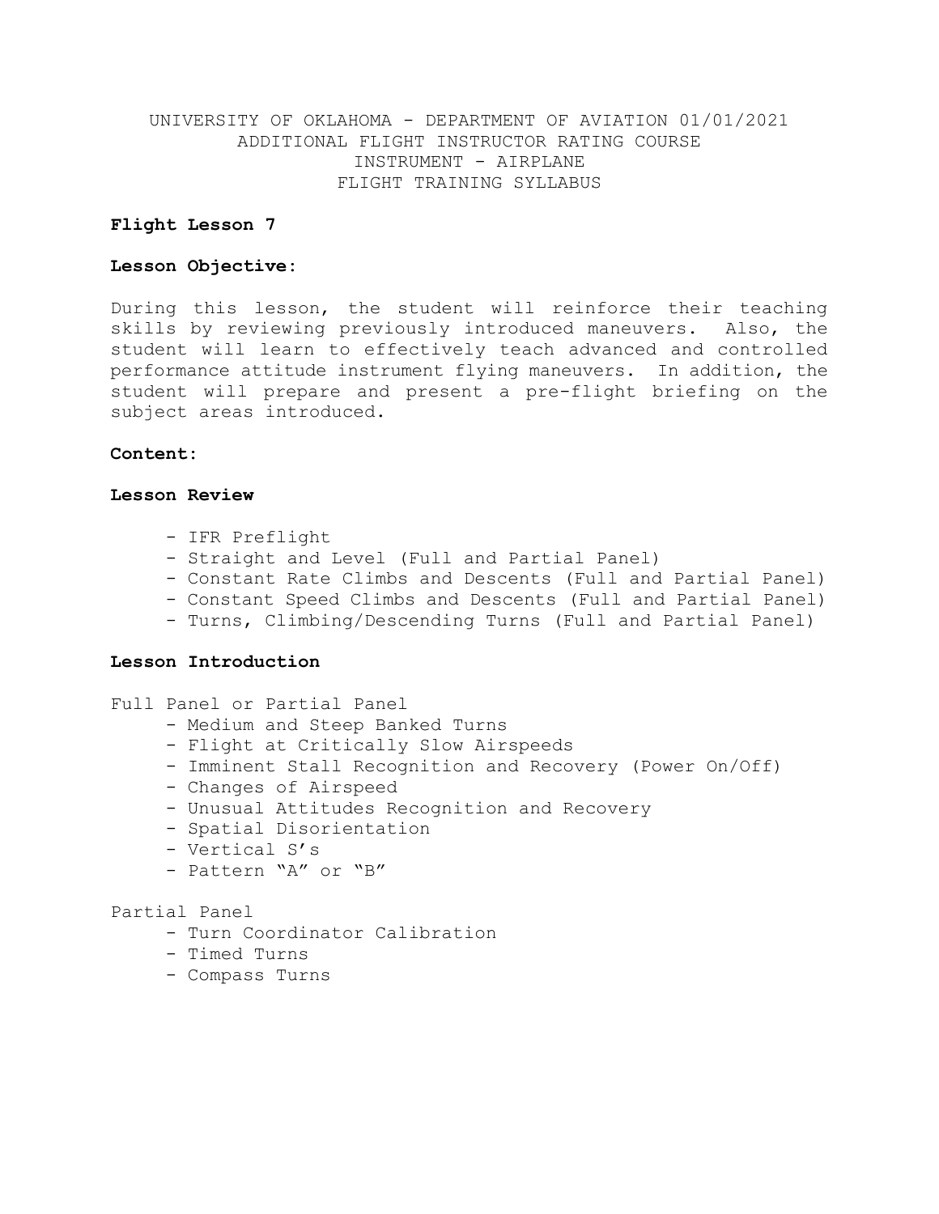UNIVERSITY OF OKLAHOMA - DEPARTMENT OF AVIATION 01/01/2021
ADDITIONAL FLIGHT INSTRUCTOR RATING COURSE
INSTRUMENT - AIRPLANE
FLIGHT TRAINING SYLLABUS

**Flight Lesson 7**

**Lesson Objective:**

During this lesson, the student will reinforce their teaching skills by reviewing previously introduced maneuvers. Also, the student will learn to effectively teach advanced and controlled performance attitude instrument flying maneuvers. In addition, the student will prepare and present a pre-flight briefing on the subject areas introduced.

**Content:**

**Lesson Review**

- IFR Preflight
- Straight and Level (Full and Partial Panel)
- Constant Rate Climbs and Descents (Full and Partial Panel)
- Constant Speed Climbs and Descents (Full and Partial Panel)
- Turns, Climbing/Descending Turns (Full and Partial Panel)

**Lesson Introduction**

Full Panel or Partial Panel

- Medium and Steep Banked Turns
- Flight at Critically Slow Airspeeds
- Imminent Stall Recognition and Recovery (Power On/Off)
- Changes of Airspeed
- Unusual Attitudes Recognition and Recovery
- Spatial Disorientation
- Vertical S's
- Pattern "A" or "B"

Partial Panel

- Turn Coordinator Calibration
- Timed Turns
- Compass Turns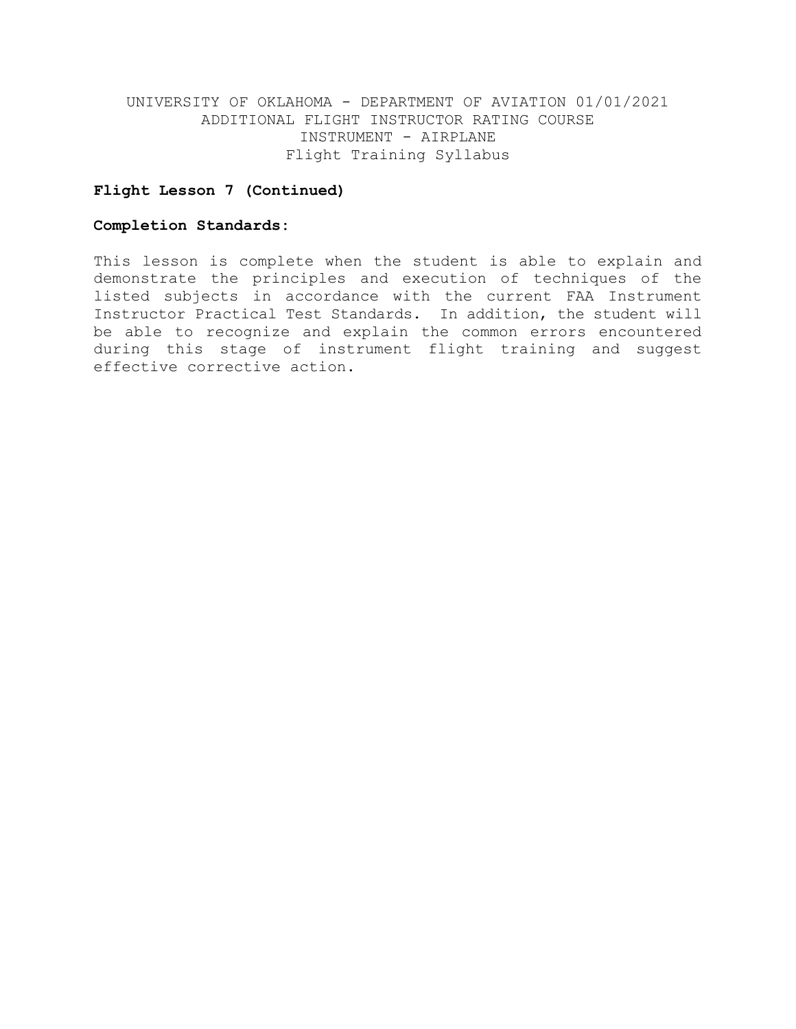**Flight Lesson 7 (Continued)**

**Completion Standards:**

This lesson is complete when the student is able to explain and demonstrate the principles and execution of techniques of the listed subjects in accordance with the current FAA Instrument Instructor Practical Test Standards. In addition, the student will be able to recognize and explain the common errors encountered during this stage of instrument flight training and suggest effective corrective action.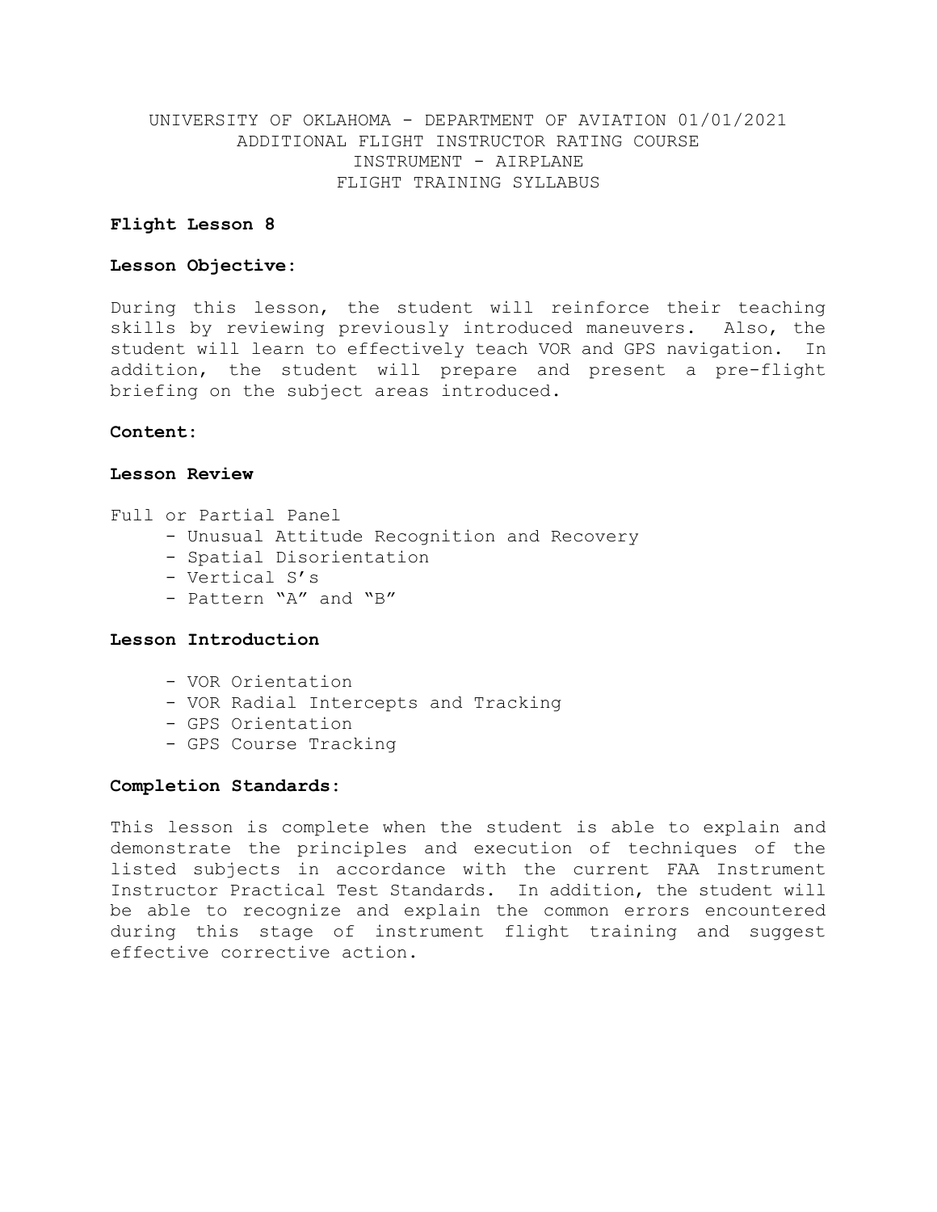UNIVERSITY OF OKLAHOMA - DEPARTMENT OF AVIATION 01/01/2021
ADDITIONAL FLIGHT INSTRUCTOR RATING COURSE
INSTRUMENT - AIRPLANE
FLIGHT TRAINING SYLLABUS

**Flight Lesson 8**

**Lesson Objective:**

During this lesson, the student will reinforce their teaching skills by reviewing previously introduced maneuvers. Also, the student will learn to effectively teach VOR and GPS navigation. In addition, the student will prepare and present a pre-flight briefing on the subject areas introduced.

**Content:**

**Lesson Review**

Full or Partial Panel

- Unusual Attitude Recognition and Recovery
- Spatial Disorientation
- Vertical S's
- Pattern "A" and "B"

**Lesson Introduction**

- VOR Orientation
- VOR Radial Intercepts and Tracking
- GPS Orientation
- GPS Course Tracking

**Completion Standards:**

This lesson is complete when the student is able to explain and demonstrate the principles and execution of techniques of the listed subjects in accordance with the current FAA Instrument Instructor Practical Test Standards. In addition, the student will be able to recognize and explain the common errors encountered during this stage of instrument flight training and suggest effective corrective action.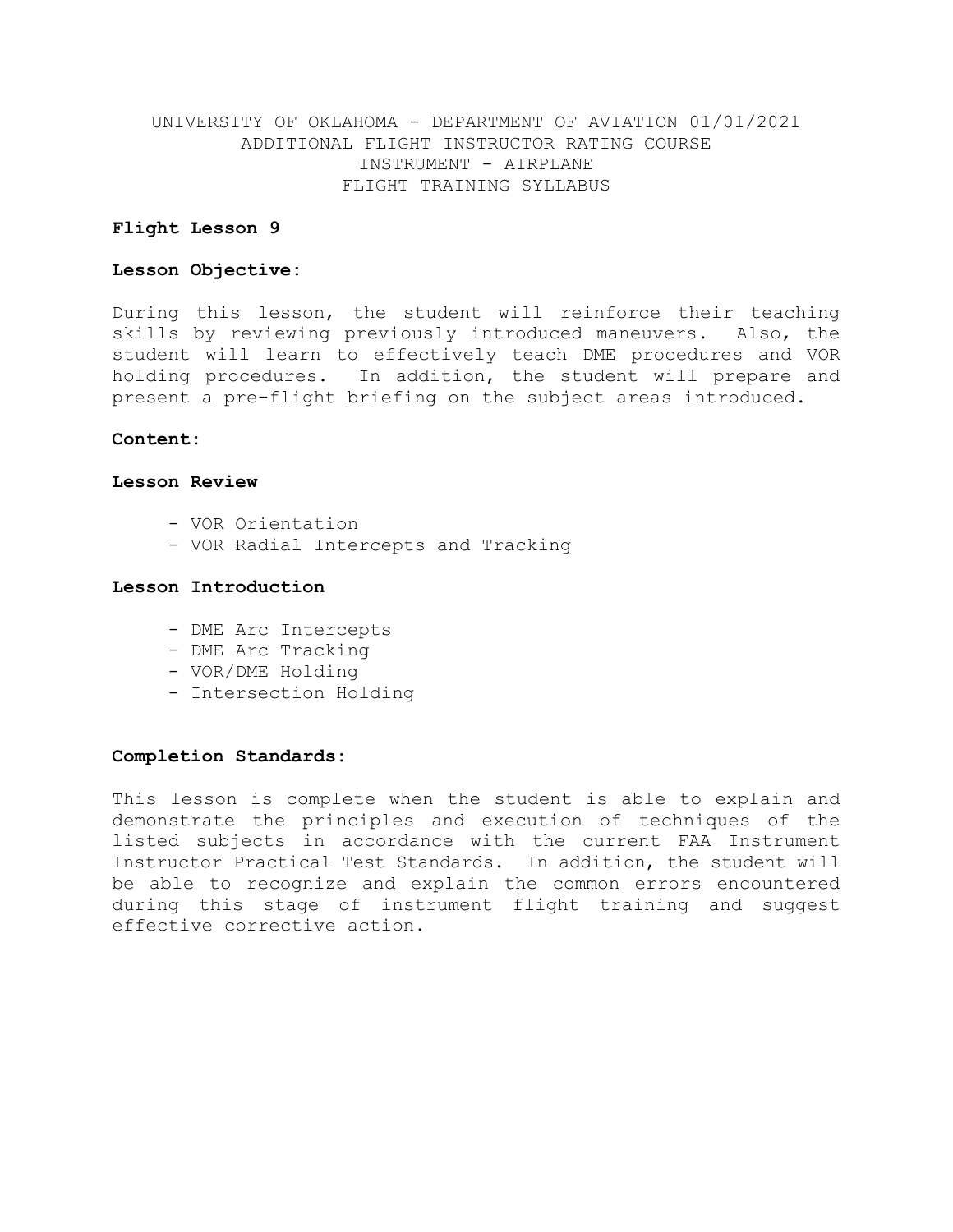UNIVERSITY OF OKLAHOMA - DEPARTMENT OF AVIATION 01/01/2021
ADDITIONAL FLIGHT INSTRUCTOR RATING COURSE
INSTRUMENT - AIRPLANE
FLIGHT TRAINING SYLLABUS

**Flight Lesson 9**

**Lesson Objective:**

During this lesson, the student will reinforce their teaching skills by reviewing previously introduced maneuvers. Also, the student will learn to effectively teach DME procedures and VOR holding procedures. In addition, the student will prepare and present a pre-flight briefing on the subject areas introduced.

**Content:**

**Lesson Review**

- VOR Orientation
- VOR Radial Intercepts and Tracking

**Lesson Introduction**

- DME Arc Intercepts
- DME Arc Tracking
- VOR/DME Holding
- Intersection Holding

**Completion Standards:**

This lesson is complete when the student is able to explain and demonstrate the principles and execution of techniques of the listed subjects in accordance with the current FAA Instrument Instructor Practical Test Standards. In addition, the student will be able to recognize and explain the common errors encountered during this stage of instrument flight training and suggest effective corrective action.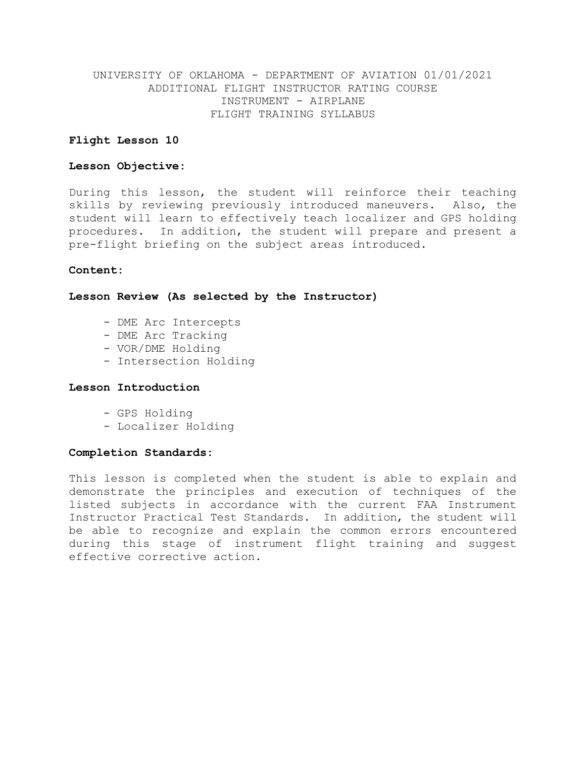UNIVERSITY OF OKLAHOMA - DEPARTMENT OF AVIATION 01/01/2021
ADDITIONAL FLIGHT INSTRUCTOR RATING COURSE
INSTRUMENT - AIRPLANE
FLIGHT TRAINING SYLLABUS

**Flight Lesson 10**

**Lesson Objective:**

During this lesson, the student will reinforce their teaching skills by reviewing previously introduced maneuvers. Also, the student will learn to effectively teach localizer and GPS holding procedures. In addition, the student will prepare and present a pre-flight briefing on the subject areas introduced.

**Content:**

**Lesson Review (As selected by the Instructor)**

- DME Arc Intercepts
- DME Arc Tracking
- VOR/DME Holding
- Intersection Holding

**Lesson Introduction**

- GPS Holding
- Localizer Holding

**Completion Standards:**

This lesson is completed when the student is able to explain and demonstrate the principles and execution of techniques of the listed subjects in accordance with the current FAA Instrument Instructor Practical Test Standards. In addition, the student will be able to recognize and explain the common errors encountered during this stage of instrument flight training and suggest effective corrective action.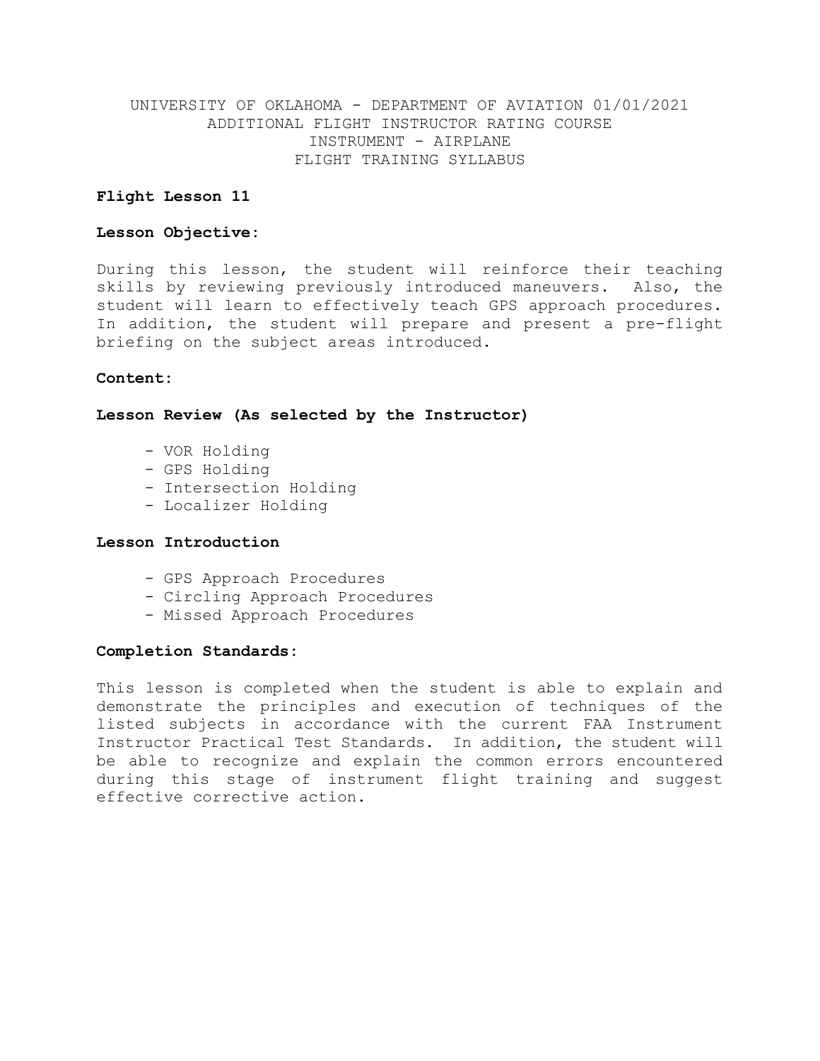UNIVERSITY OF OKLAHOMA - DEPARTMENT OF AVIATION 01/01/2021
ADDITIONAL FLIGHT INSTRUCTOR RATING COURSE
INSTRUMENT - AIRPLANE
FLIGHT TRAINING SYLLABUS

**Flight Lesson 11**

**Lesson Objective:**

During this lesson, the student will reinforce their teaching skills by reviewing previously introduced maneuvers. Also, the student will learn to effectively teach GPS approach procedures. In addition, the student will prepare and present a pre-flight briefing on the subject areas introduced.

**Content:**

**Lesson Review (As selected by the Instructor)**

- VOR Holding
- GPS Holding
- Intersection Holding
- Localizer Holding

**Lesson Introduction**

- GPS Approach Procedures
- Circling Approach Procedures
- Missed Approach Procedures

**Completion Standards:**

This lesson is completed when the student is able to explain and demonstrate the principles and execution of techniques of the listed subjects in accordance with the current FAA Instrument Instructor Practical Test Standards. In addition, the student will be able to recognize and explain the common errors encountered during this stage of instrument flight training and suggest effective corrective action.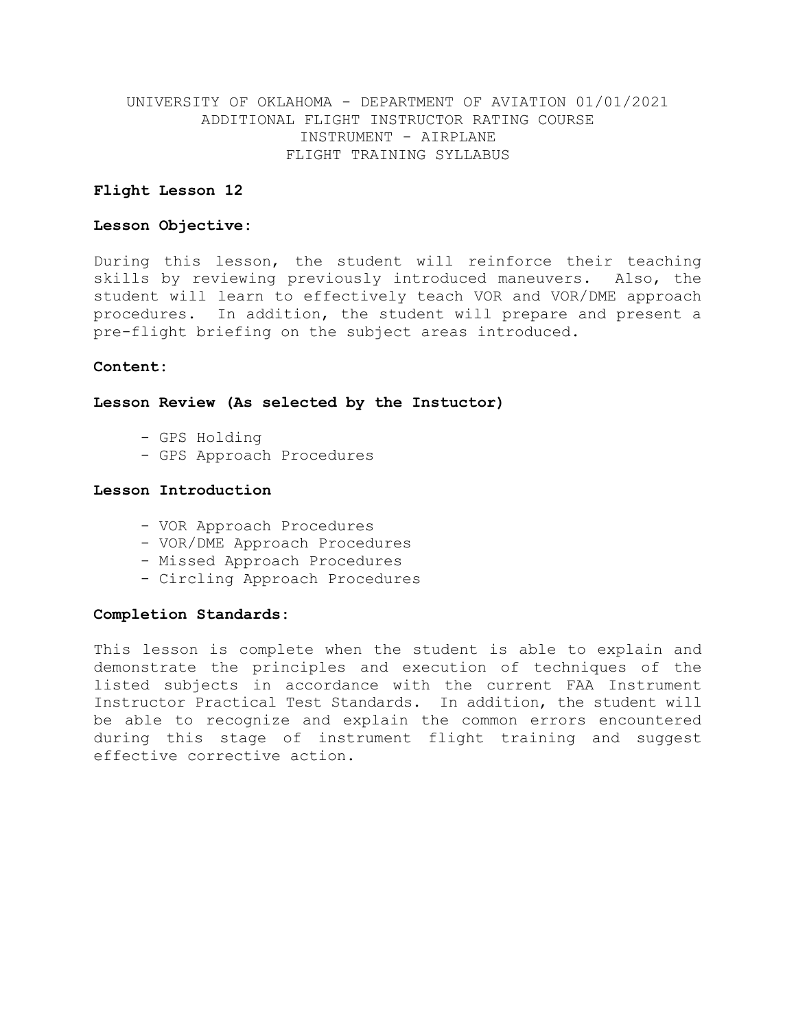UNIVERSITY OF OKLAHOMA - DEPARTMENT OF AVIATION 01/01/2021
ADDITIONAL FLIGHT INSTRUCTOR RATING COURSE
INSTRUMENT - AIRPLANE
FLIGHT TRAINING SYLLABUS

**Flight Lesson 12**

**Lesson Objective:**

During this lesson, the student will reinforce their teaching skills by reviewing previously introduced maneuvers. Also, the student will learn to effectively teach VOR and VOR/DME approach procedures. In addition, the student will prepare and present a pre-flight briefing on the subject areas introduced.

**Content:**

**Lesson Review (As selected by the Instuctor)**

- GPS Holding
- GPS Approach Procedures

**Lesson Introduction**

- VOR Approach Procedures
- VOR/DME Approach Procedures
- Missed Approach Procedures
- Circling Approach Procedures

**Completion Standards:**

This lesson is complete when the student is able to explain and demonstrate the principles and execution of techniques of the listed subjects in accordance with the current FAA Instrument Instructor Practical Test Standards. In addition, the student will be able to recognize and explain the common errors encountered during this stage of instrument flight training and suggest effective corrective action.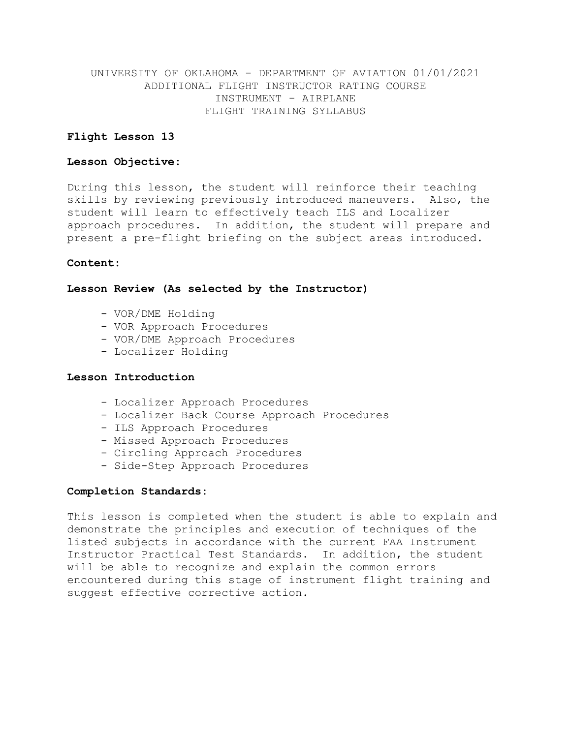UNIVERSITY OF OKLAHOMA - DEPARTMENT OF AVIATION 01/01/2021
ADDITIONAL FLIGHT INSTRUCTOR RATING COURSE
INSTRUMENT - AIRPLANE
FLIGHT TRAINING SYLLABUS

**Flight Lesson 13**

**Lesson Objective:**

During this lesson, the student will reinforce their teaching skills by reviewing previously introduced maneuvers. Also, the student will learn to effectively teach ILS and Localizer approach procedures. In addition, the student will prepare and present a pre-flight briefing on the subject areas introduced.

**Content:**

**Lesson Review (As selected by the Instructor)**

- VOR/DME Holding
- VOR Approach Procedures
- VOR/DME Approach Procedures
- Localizer Holding

**Lesson Introduction**

- Localizer Approach Procedures
- Localizer Back Course Approach Procedures
- ILS Approach Procedures
- Missed Approach Procedures
- Circling Approach Procedures
- Side-Step Approach Procedures

**Completion Standards:**

This lesson is completed when the student is able to explain and demonstrate the principles and execution of techniques of the listed subjects in accordance with the current FAA Instrument Instructor Practical Test Standards. In addition, the student will be able to recognize and explain the common errors encountered during this stage of instrument flight training and suggest effective corrective action.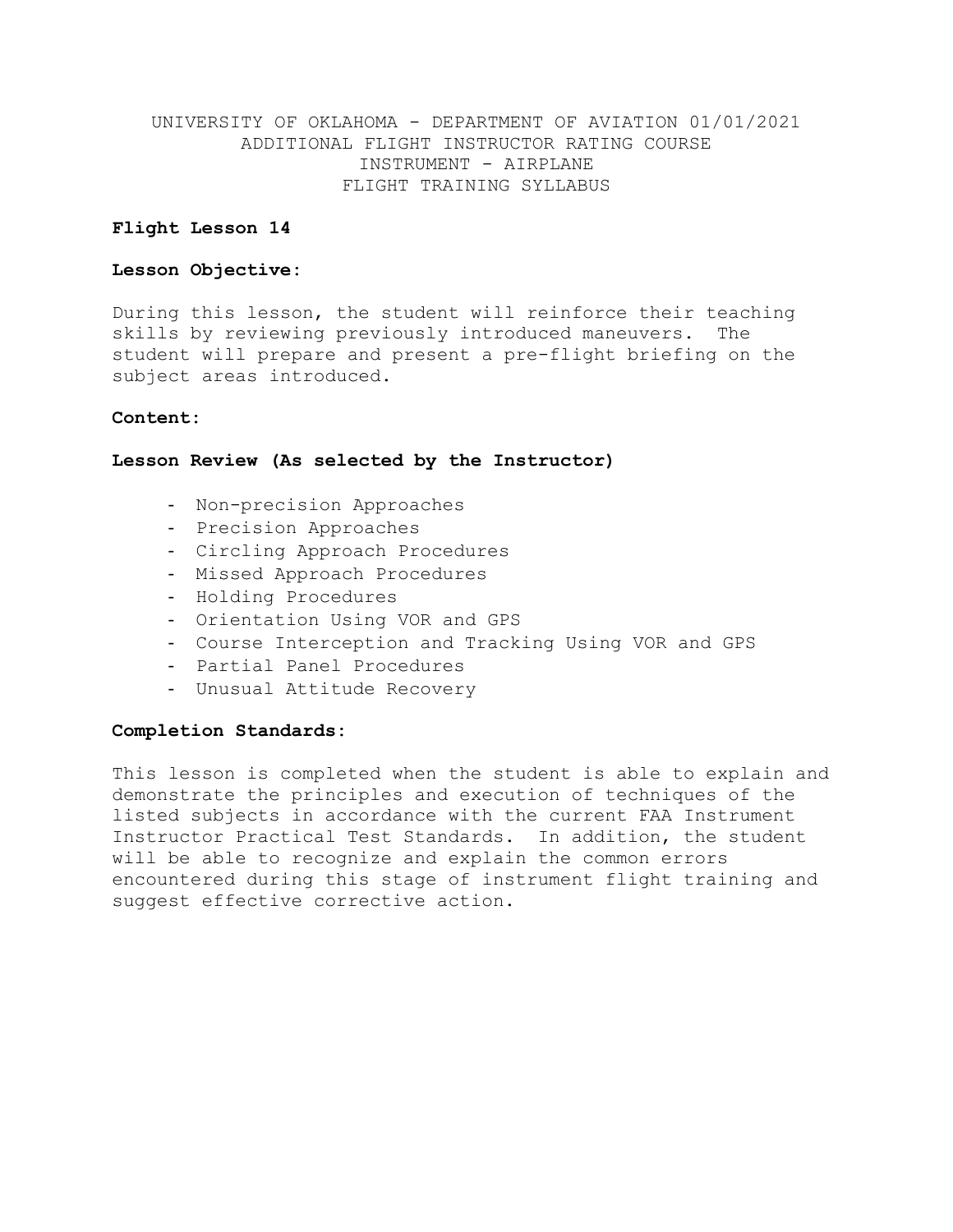UNIVERSITY OF OKLAHOMA - DEPARTMENT OF AVIATION 01/01/2021
ADDITIONAL FLIGHT INSTRUCTOR RATING COURSE
INSTRUMENT - AIRPLANE
FLIGHT TRAINING SYLLABUS

**Flight Lesson 14**

**Lesson Objective:**

During this lesson, the student will reinforce their teaching skills by reviewing previously introduced maneuvers. The student will prepare and present a pre-flight briefing on the subject areas introduced.

**Content:**

**Lesson Review (As selected by the Instructor)**

- Non-precision Approaches
- Precision Approaches
- Circling Approach Procedures
- Missed Approach Procedures
- Holding Procedures
- Orientation Using VOR and GPS
- Course Interception and Tracking Using VOR and GPS
- Partial Panel Procedures
- Unusual Attitude Recovery

**Completion Standards:**

This lesson is completed when the student is able to explain and demonstrate the principles and execution of techniques of the listed subjects in accordance with the current FAA Instrument Instructor Practical Test Standards. In addition, the student will be able to recognize and explain the common errors encountered during this stage of instrument flight training and suggest effective corrective action.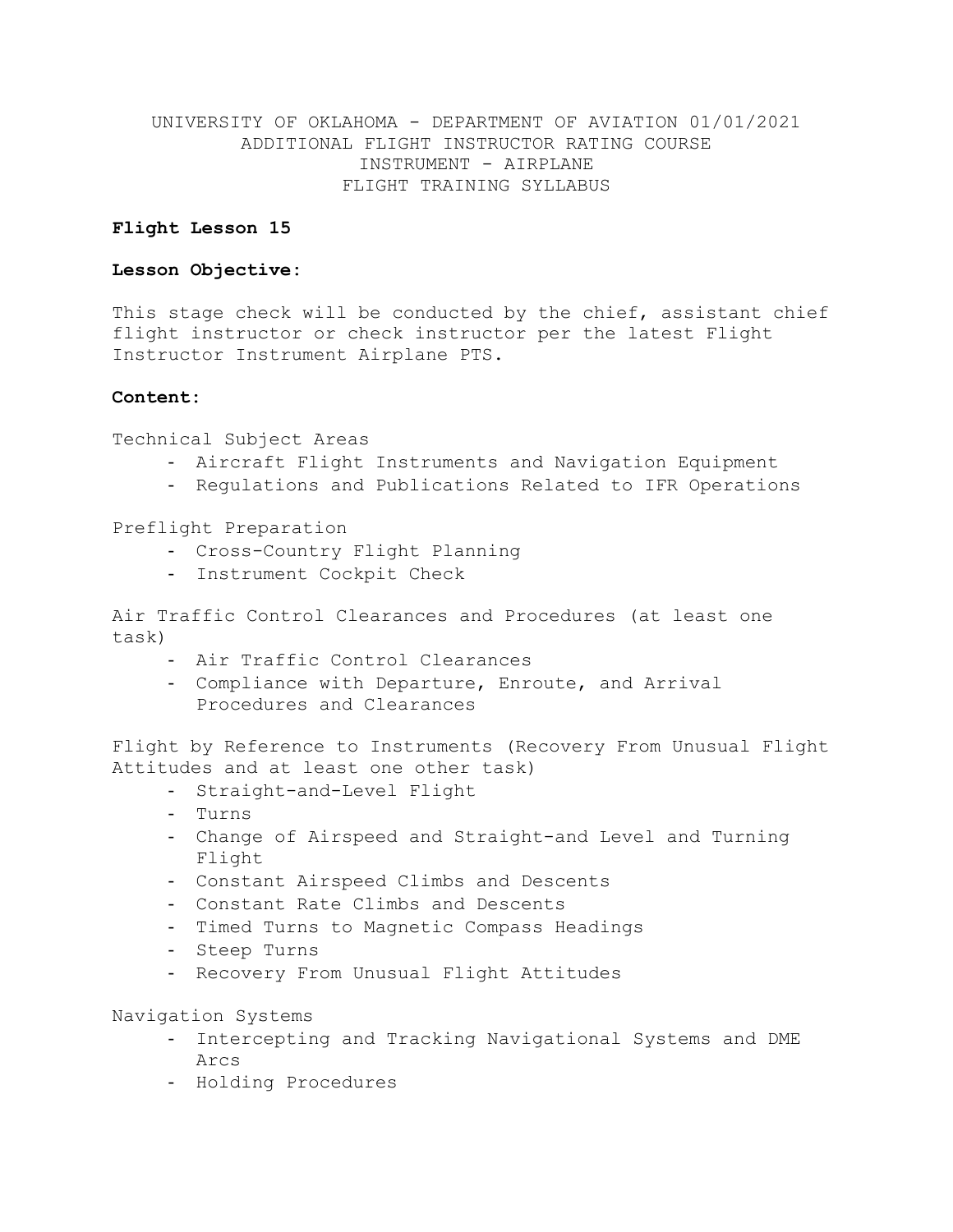UNIVERSITY OF OKLAHOMA - DEPARTMENT OF AVIATION 01/01/2021
ADDITIONAL FLIGHT INSTRUCTOR RATING COURSE
INSTRUMENT - AIRPLANE
FLIGHT TRAINING SYLLABUS

**Flight Lesson 15**

**Lesson Objective:**

This stage check will be conducted by the chief, assistant chief flight instructor or check instructor per the latest Flight Instructor Instrument Airplane PTS.

**Content:**

Technical Subject Areas

- Aircraft Flight Instruments and Navigation Equipment
- Regulations and Publications Related to IFR Operations

Preflight Preparation

- Cross-Country Flight Planning
- Instrument Cockpit Check

Air Traffic Control Clearances and Procedures (at least one task)

- Air Traffic Control Clearances
- Compliance with Departure, Enroute, and Arrival Procedures and Clearances

Flight by Reference to Instruments (Recovery From Unusual Flight Attitudes and at least one other task)

- Straight-and-Level Flight
- Turns
- Change of Airspeed and Straight-and Level and Turning Flight
- Constant Airspeed Climbs and Descents
- Constant Rate Climbs and Descents
- Timed Turns to Magnetic Compass Headings
- Steep Turns
- Recovery From Unusual Flight Attitudes

Navigation Systems

- Intercepting and Tracking Navigational Systems and DME Arcs
- Holding Procedures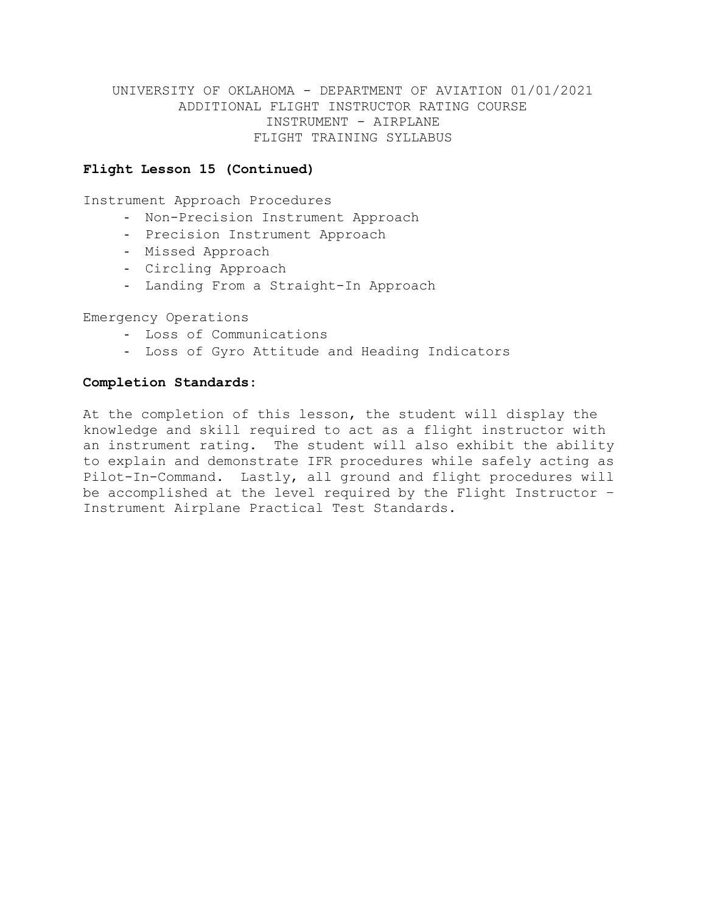**Flight Lesson 15 (Continued)**

Instrument Approach Procedures
- Non-Precision Instrument Approach
- Precision Instrument Approach
- Missed Approach
- Circling Approach
- Landing From a Straight-In Approach

Emergency Operations
- Loss of Communications
- Loss of Gyro Attitude and Heading Indicators

**Completion Standards:**

At the completion of this lesson, the student will display the knowledge and skill required to act as a flight instructor with an instrument rating. The student will also exhibit the ability to explain and demonstrate IFR procedures while safely acting as Pilot-In-Command. Lastly, all ground and flight procedures will be accomplished at the level required by the Flight Instructor – Instrument Airplane Practical Test Standards.